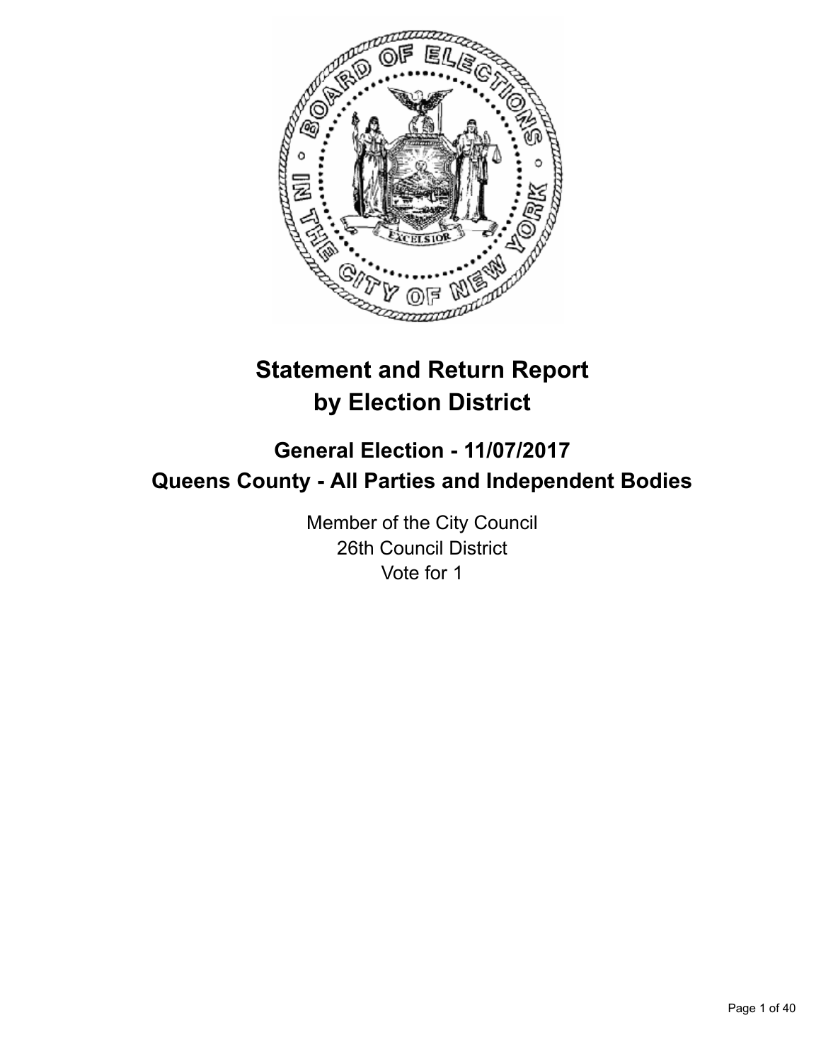# Statement and Return Report by Election District

## General Election - 11/07/2017
## Queens County - All Parties and Independent Bodies

Member of the City Council
26th Council District
Vote for 1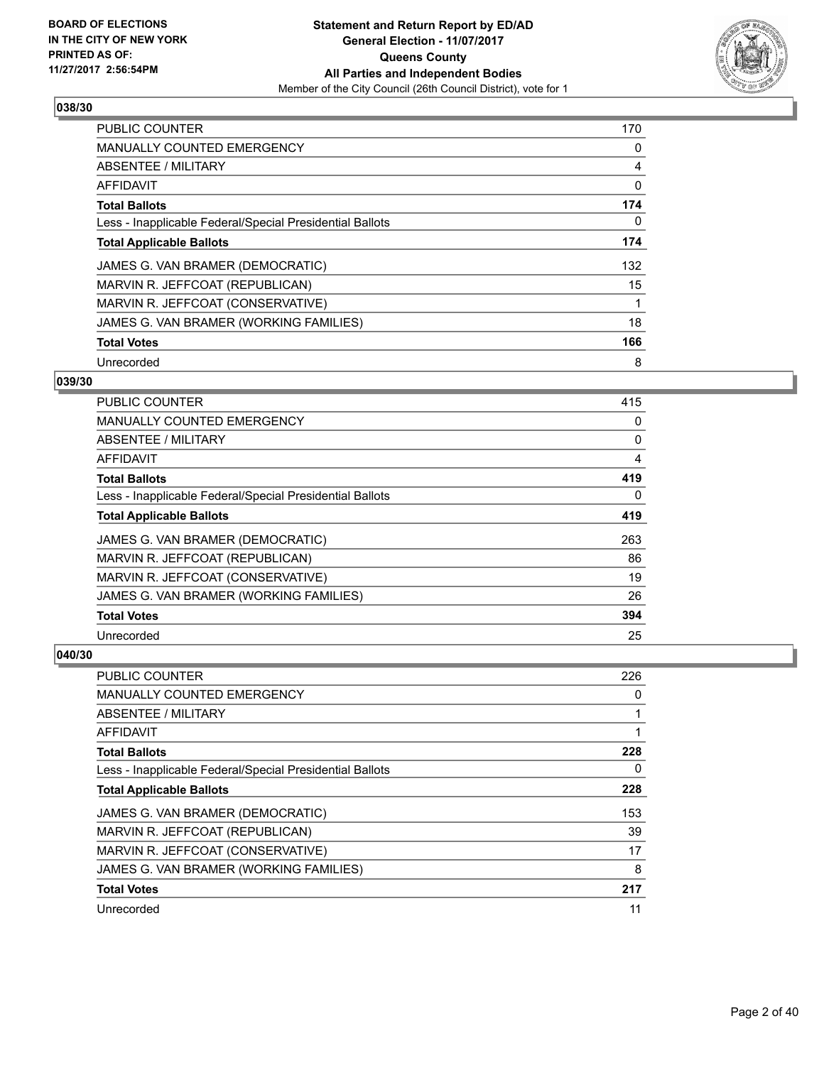## 038/30

| | |
|---|---|
| PUBLIC COUNTER | 170 |
| MANUALLY COUNTED EMERGENCY | 0 |
| ABSENTEE / MILITARY | 4 |
| AFFIDAVIT | 0 |
| **Total Ballots** | **174** |
| Less - Inapplicable Federal/Special Presidential Ballots | 0 |
| **Total Applicable Ballots** | **174** |
| JAMES G. VAN BRAMER (DEMOCRATIC) | 132 |
| MARVIN R. JEFFCOAT (REPUBLICAN) | 15 |
| MARVIN R. JEFFCOAT (CONSERVATIVE) | 1 |
| JAMES G. VAN BRAMER (WORKING FAMILIES) | 18 |
| **Total Votes** | **166** |
| Unrecorded | 8 |

## 039/30

| | |
|---|---|
| PUBLIC COUNTER | 415 |
| MANUALLY COUNTED EMERGENCY | 0 |
| ABSENTEE / MILITARY | 0 |
| AFFIDAVIT | 4 |
| **Total Ballots** | **419** |
| Less - Inapplicable Federal/Special Presidential Ballots | 0 |
| **Total Applicable Ballots** | **419** |
| JAMES G. VAN BRAMER (DEMOCRATIC) | 263 |
| MARVIN R. JEFFCOAT (REPUBLICAN) | 86 |
| MARVIN R. JEFFCOAT (CONSERVATIVE) | 19 |
| JAMES G. VAN BRAMER (WORKING FAMILIES) | 26 |
| **Total Votes** | **394** |
| Unrecorded | 25 |

## 040/30

| | |
|---|---|
| PUBLIC COUNTER | 226 |
| MANUALLY COUNTED EMERGENCY | 0 |
| ABSENTEE / MILITARY | 1 |
| AFFIDAVIT | 1 |
| **Total Ballots** | **228** |
| Less - Inapplicable Federal/Special Presidential Ballots | 0 |
| **Total Applicable Ballots** | **228** |
| JAMES G. VAN BRAMER (DEMOCRATIC) | 153 |
| MARVIN R. JEFFCOAT (REPUBLICAN) | 39 |
| MARVIN R. JEFFCOAT (CONSERVATIVE) | 17 |
| JAMES G. VAN BRAMER (WORKING FAMILIES) | 8 |
| **Total Votes** | **217** |
| Unrecorded | 11 |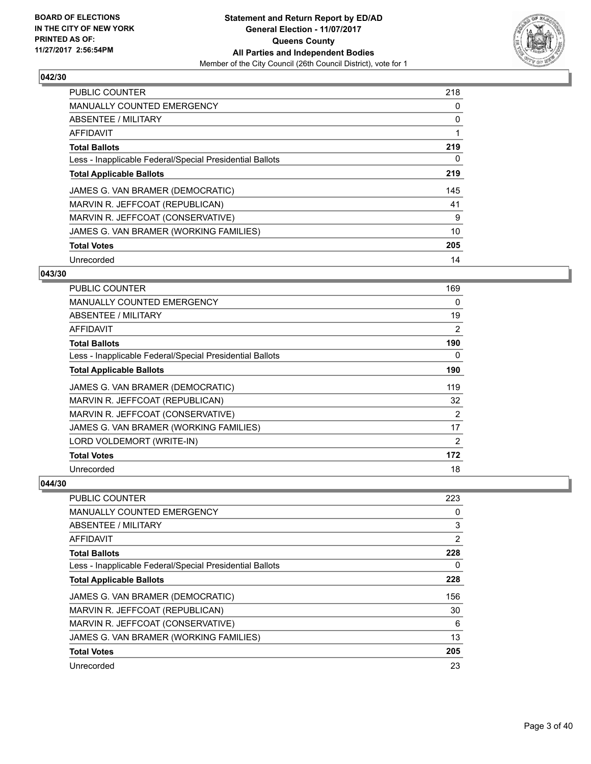**BOARD OF ELECTIONS IN THE CITY OF NEW YORK PRINTED AS OF: 11/27/2017 2:56:54PM**

**Statement and Return Report by ED/AD General Election - 11/07/2017 Queens County All Parties and Independent Bodies**
Member of the City Council (26th Council District), vote for 1

## 042/30

| | |
|---|---|
| PUBLIC COUNTER | 218 |
| MANUALLY COUNTED EMERGENCY | 0 |
| ABSENTEE / MILITARY | 0 |
| AFFIDAVIT | 1 |
| **Total Ballots** | **219** |
| Less - Inapplicable Federal/Special Presidential Ballots | 0 |
| **Total Applicable Ballots** | **219** |
| JAMES G. VAN BRAMER (DEMOCRATIC) | 145 |
| MARVIN R. JEFFCOAT (REPUBLICAN) | 41 |
| MARVIN R. JEFFCOAT (CONSERVATIVE) | 9 |
| JAMES G. VAN BRAMER (WORKING FAMILIES) | 10 |
| **Total Votes** | **205** |
| Unrecorded | 14 |

## 043/30

| | |
|---|---|
| PUBLIC COUNTER | 169 |
| MANUALLY COUNTED EMERGENCY | 0 |
| ABSENTEE / MILITARY | 19 |
| AFFIDAVIT | 2 |
| **Total Ballots** | **190** |
| Less - Inapplicable Federal/Special Presidential Ballots | 0 |
| **Total Applicable Ballots** | **190** |
| JAMES G. VAN BRAMER (DEMOCRATIC) | 119 |
| MARVIN R. JEFFCOAT (REPUBLICAN) | 32 |
| MARVIN R. JEFFCOAT (CONSERVATIVE) | 2 |
| JAMES G. VAN BRAMER (WORKING FAMILIES) | 17 |
| LORD VOLDEMORT (WRITE-IN) | 2 |
| **Total Votes** | **172** |
| Unrecorded | 18 |

## 044/30

| | |
|---|---|
| PUBLIC COUNTER | 223 |
| MANUALLY COUNTED EMERGENCY | 0 |
| ABSENTEE / MILITARY | 3 |
| AFFIDAVIT | 2 |
| **Total Ballots** | **228** |
| Less - Inapplicable Federal/Special Presidential Ballots | 0 |
| **Total Applicable Ballots** | **228** |
| JAMES G. VAN BRAMER (DEMOCRATIC) | 156 |
| MARVIN R. JEFFCOAT (REPUBLICAN) | 30 |
| MARVIN R. JEFFCOAT (CONSERVATIVE) | 6 |
| JAMES G. VAN BRAMER (WORKING FAMILIES) | 13 |
| **Total Votes** | **205** |
| Unrecorded | 23 |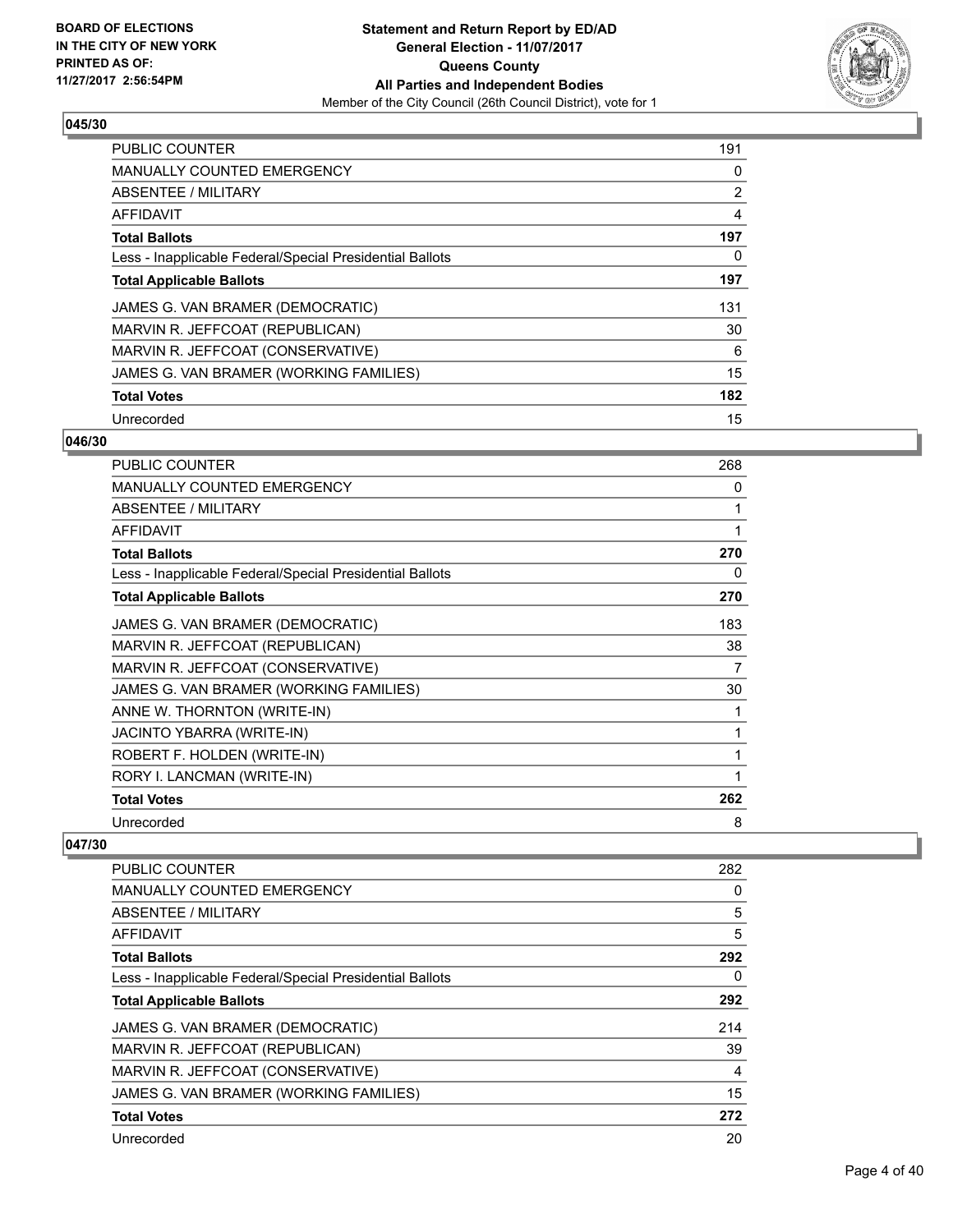### 045/30

| | |
|---|---|
| PUBLIC COUNTER | 191 |
| MANUALLY COUNTED EMERGENCY | 0 |
| ABSENTEE / MILITARY | 2 |
| AFFIDAVIT | 4 |
| **Total Ballots** | **197** |
| Less - Inapplicable Federal/Special Presidential Ballots | 0 |
| **Total Applicable Ballots** | **197** |
| JAMES G. VAN BRAMER (DEMOCRATIC) | 131 |
| MARVIN R. JEFFCOAT (REPUBLICAN) | 30 |
| MARVIN R. JEFFCOAT (CONSERVATIVE) | 6 |
| JAMES G. VAN BRAMER (WORKING FAMILIES) | 15 |
| **Total Votes** | **182** |
| Unrecorded | 15 |

### 046/30

| | |
|---|---|
| PUBLIC COUNTER | 268 |
| MANUALLY COUNTED EMERGENCY | 0 |
| ABSENTEE / MILITARY | 1 |
| AFFIDAVIT | 1 |
| **Total Ballots** | **270** |
| Less - Inapplicable Federal/Special Presidential Ballots | 0 |
| **Total Applicable Ballots** | **270** |
| JAMES G. VAN BRAMER (DEMOCRATIC) | 183 |
| MARVIN R. JEFFCOAT (REPUBLICAN) | 38 |
| MARVIN R. JEFFCOAT (CONSERVATIVE) | 7 |
| JAMES G. VAN BRAMER (WORKING FAMILIES) | 30 |
| ANNE W. THORNTON (WRITE-IN) | 1 |
| JACINTO YBARRA (WRITE-IN) | 1 |
| ROBERT F. HOLDEN (WRITE-IN) | 1 |
| RORY I. LANCMAN (WRITE-IN) | 1 |
| **Total Votes** | **262** |
| Unrecorded | 8 |

### 047/30

| | |
|---|---|
| PUBLIC COUNTER | 282 |
| MANUALLY COUNTED EMERGENCY | 0 |
| ABSENTEE / MILITARY | 5 |
| AFFIDAVIT | 5 |
| **Total Ballots** | **292** |
| Less - Inapplicable Federal/Special Presidential Ballots | 0 |
| **Total Applicable Ballots** | **292** |
| JAMES G. VAN BRAMER (DEMOCRATIC) | 214 |
| MARVIN R. JEFFCOAT (REPUBLICAN) | 39 |
| MARVIN R. JEFFCOAT (CONSERVATIVE) | 4 |
| JAMES G. VAN BRAMER (WORKING FAMILIES) | 15 |
| **Total Votes** | **272** |
| Unrecorded | 20 |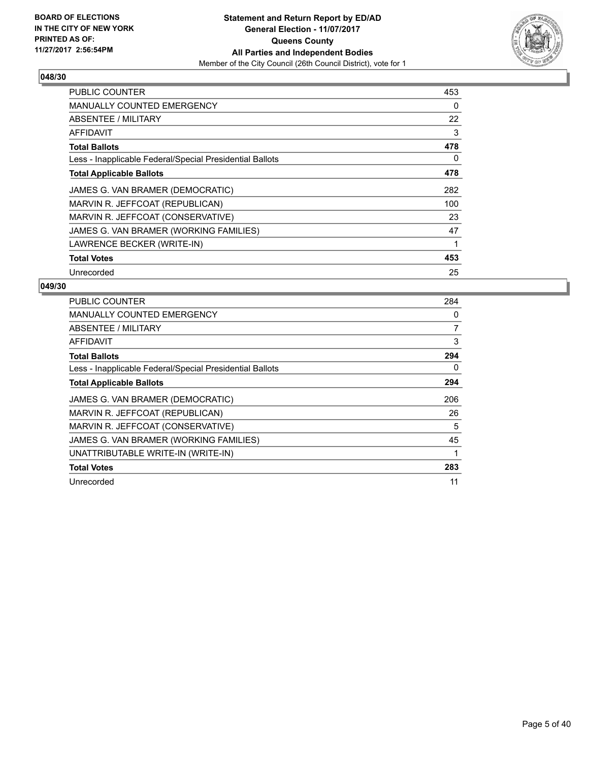## 048/30

| | |
|---|---|
| PUBLIC COUNTER | 453 |
| MANUALLY COUNTED EMERGENCY | 0 |
| ABSENTEE / MILITARY | 22 |
| AFFIDAVIT | 3 |
| **Total Ballots** | **478** |
| Less - Inapplicable Federal/Special Presidential Ballots | 0 |
| **Total Applicable Ballots** | **478** |
| JAMES G. VAN BRAMER (DEMOCRATIC) | 282 |
| MARVIN R. JEFFCOAT (REPUBLICAN) | 100 |
| MARVIN R. JEFFCOAT (CONSERVATIVE) | 23 |
| JAMES G. VAN BRAMER (WORKING FAMILIES) | 47 |
| LAWRENCE BECKER (WRITE-IN) | 1 |
| **Total Votes** | **453** |
| Unrecorded | 25 |

## 049/30

| | |
|---|---|
| PUBLIC COUNTER | 284 |
| MANUALLY COUNTED EMERGENCY | 0 |
| ABSENTEE / MILITARY | 7 |
| AFFIDAVIT | 3 |
| **Total Ballots** | **294** |
| Less - Inapplicable Federal/Special Presidential Ballots | 0 |
| **Total Applicable Ballots** | **294** |
| JAMES G. VAN BRAMER (DEMOCRATIC) | 206 |
| MARVIN R. JEFFCOAT (REPUBLICAN) | 26 |
| MARVIN R. JEFFCOAT (CONSERVATIVE) | 5 |
| JAMES G. VAN BRAMER (WORKING FAMILIES) | 45 |
| UNATTRIBUTABLE WRITE-IN (WRITE-IN) | 1 |
| **Total Votes** | **283** |
| Unrecorded | 11 |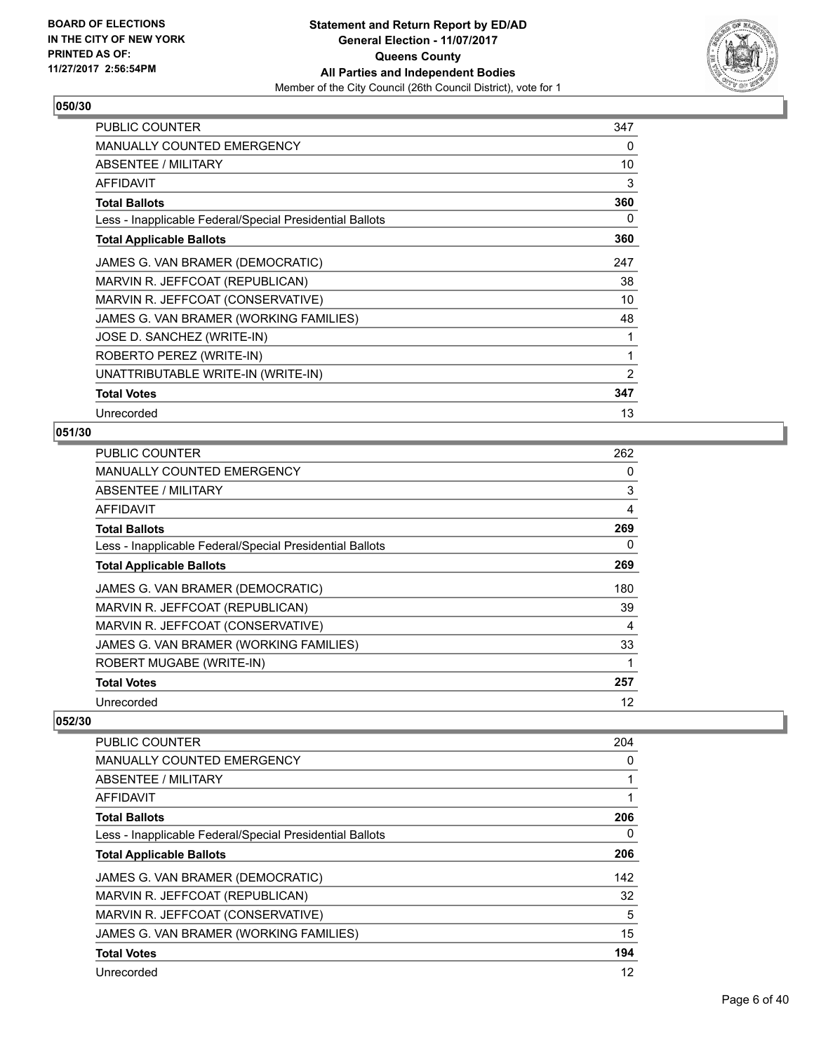**Statement and Return Report by ED/AD**
**General Election - 11/07/2017**
**Queens County**
**All Parties and Independent Bodies**
Member of the City Council (26th Council District), vote for 1

BOARD OF ELECTIONS
IN THE CITY OF NEW YORK
PRINTED AS OF:
11/27/2017 2:56:54PM

### 050/30

| | |
|---|---|
| PUBLIC COUNTER | 347 |
| MANUALLY COUNTED EMERGENCY | 0 |
| ABSENTEE / MILITARY | 10 |
| AFFIDAVIT | 3 |
| **Total Ballots** | **360** |
| Less - Inapplicable Federal/Special Presidential Ballots | 0 |
| **Total Applicable Ballots** | **360** |
| JAMES G. VAN BRAMER (DEMOCRATIC) | 247 |
| MARVIN R. JEFFCOAT (REPUBLICAN) | 38 |
| MARVIN R. JEFFCOAT (CONSERVATIVE) | 10 |
| JAMES G. VAN BRAMER (WORKING FAMILIES) | 48 |
| JOSE D. SANCHEZ (WRITE-IN) | 1 |
| ROBERTO PEREZ (WRITE-IN) | 1 |
| UNATTRIBUTABLE WRITE-IN (WRITE-IN) | 2 |
| **Total Votes** | **347** |
| Unrecorded | 13 |

### 051/30

| | |
|---|---|
| PUBLIC COUNTER | 262 |
| MANUALLY COUNTED EMERGENCY | 0 |
| ABSENTEE / MILITARY | 3 |
| AFFIDAVIT | 4 |
| **Total Ballots** | **269** |
| Less - Inapplicable Federal/Special Presidential Ballots | 0 |
| **Total Applicable Ballots** | **269** |
| JAMES G. VAN BRAMER (DEMOCRATIC) | 180 |
| MARVIN R. JEFFCOAT (REPUBLICAN) | 39 |
| MARVIN R. JEFFCOAT (CONSERVATIVE) | 4 |
| JAMES G. VAN BRAMER (WORKING FAMILIES) | 33 |
| ROBERT MUGABE (WRITE-IN) | 1 |
| **Total Votes** | **257** |
| Unrecorded | 12 |

### 052/30

| | |
|---|---|
| PUBLIC COUNTER | 204 |
| MANUALLY COUNTED EMERGENCY | 0 |
| ABSENTEE / MILITARY | 1 |
| AFFIDAVIT | 1 |
| **Total Ballots** | **206** |
| Less - Inapplicable Federal/Special Presidential Ballots | 0 |
| **Total Applicable Ballots** | **206** |
| JAMES G. VAN BRAMER (DEMOCRATIC) | 142 |
| MARVIN R. JEFFCOAT (REPUBLICAN) | 32 |
| MARVIN R. JEFFCOAT (CONSERVATIVE) | 5 |
| JAMES G. VAN BRAMER (WORKING FAMILIES) | 15 |
| **Total Votes** | **194** |
| Unrecorded | 12 |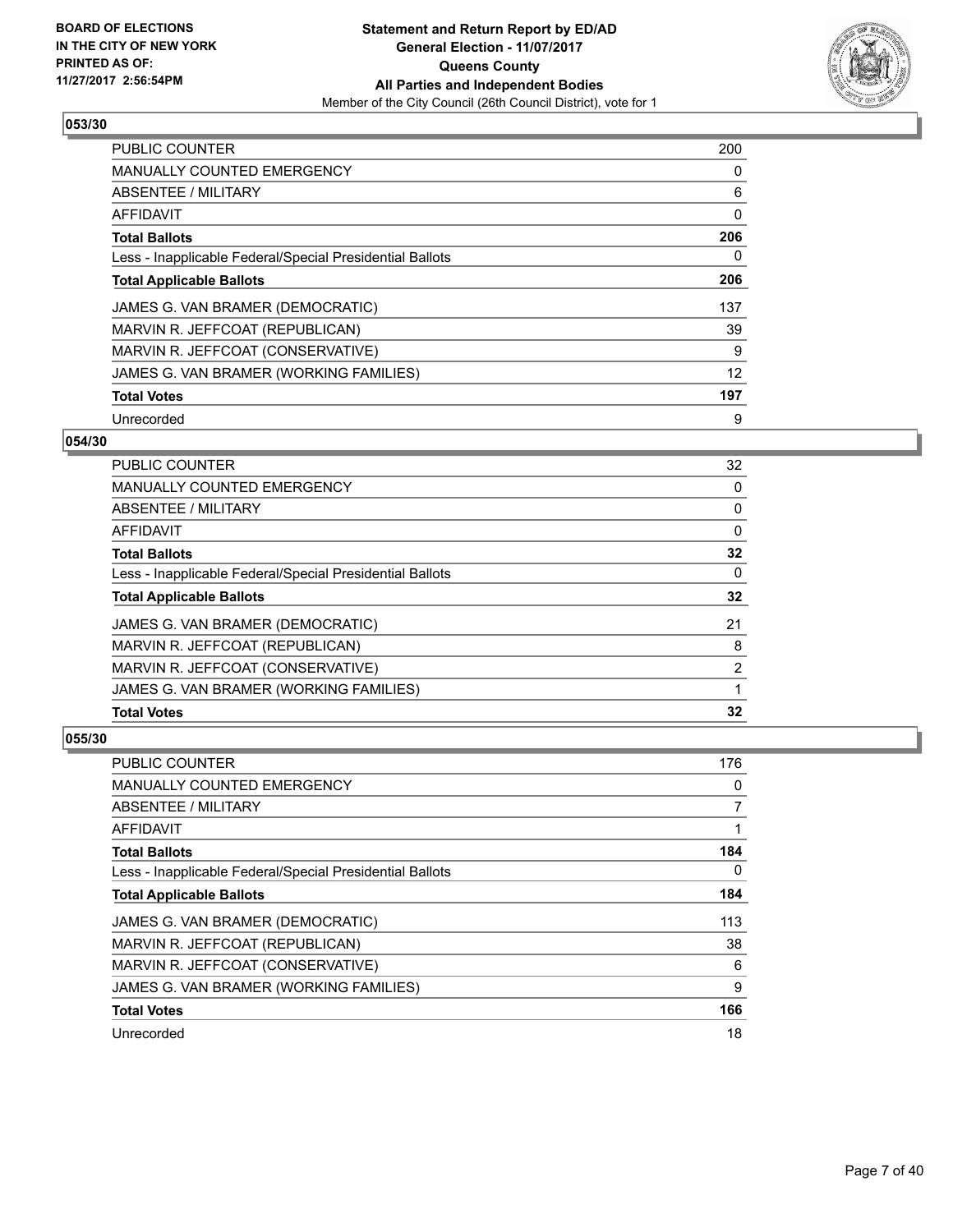BOARD OF ELECTIONS
IN THE CITY OF NEW YORK
PRINTED AS OF:
11/27/2017 2:56:54PM

**Statement and Return Report by ED/AD**
**General Election - 11/07/2017**
**Queens County**
**All Parties and Independent Bodies**
Member of the City Council (26th Council District), vote for 1

## 053/30

| | |
|---|---|
| PUBLIC COUNTER | 200 |
| MANUALLY COUNTED EMERGENCY | 0 |
| ABSENTEE / MILITARY | 6 |
| AFFIDAVIT | 0 |
| **Total Ballots** | **206** |
| Less - Inapplicable Federal/Special Presidential Ballots | 0 |
| **Total Applicable Ballots** | **206** |
| JAMES G. VAN BRAMER (DEMOCRATIC) | 137 |
| MARVIN R. JEFFCOAT (REPUBLICAN) | 39 |
| MARVIN R. JEFFCOAT (CONSERVATIVE) | 9 |
| JAMES G. VAN BRAMER (WORKING FAMILIES) | 12 |
| **Total Votes** | **197** |
| Unrecorded | 9 |

## 054/30

| | |
|---|---|
| PUBLIC COUNTER | 32 |
| MANUALLY COUNTED EMERGENCY | 0 |
| ABSENTEE / MILITARY | 0 |
| AFFIDAVIT | 0 |
| **Total Ballots** | **32** |
| Less - Inapplicable Federal/Special Presidential Ballots | 0 |
| **Total Applicable Ballots** | **32** |
| JAMES G. VAN BRAMER (DEMOCRATIC) | 21 |
| MARVIN R. JEFFCOAT (REPUBLICAN) | 8 |
| MARVIN R. JEFFCOAT (CONSERVATIVE) | 2 |
| JAMES G. VAN BRAMER (WORKING FAMILIES) | 1 |
| **Total Votes** | **32** |

## 055/30

| | |
|---|---|
| PUBLIC COUNTER | 176 |
| MANUALLY COUNTED EMERGENCY | 0 |
| ABSENTEE / MILITARY | 7 |
| AFFIDAVIT | 1 |
| **Total Ballots** | **184** |
| Less - Inapplicable Federal/Special Presidential Ballots | 0 |
| **Total Applicable Ballots** | **184** |
| JAMES G. VAN BRAMER (DEMOCRATIC) | 113 |
| MARVIN R. JEFFCOAT (REPUBLICAN) | 38 |
| MARVIN R. JEFFCOAT (CONSERVATIVE) | 6 |
| JAMES G. VAN BRAMER (WORKING FAMILIES) | 9 |
| **Total Votes** | **166** |
| Unrecorded | 18 |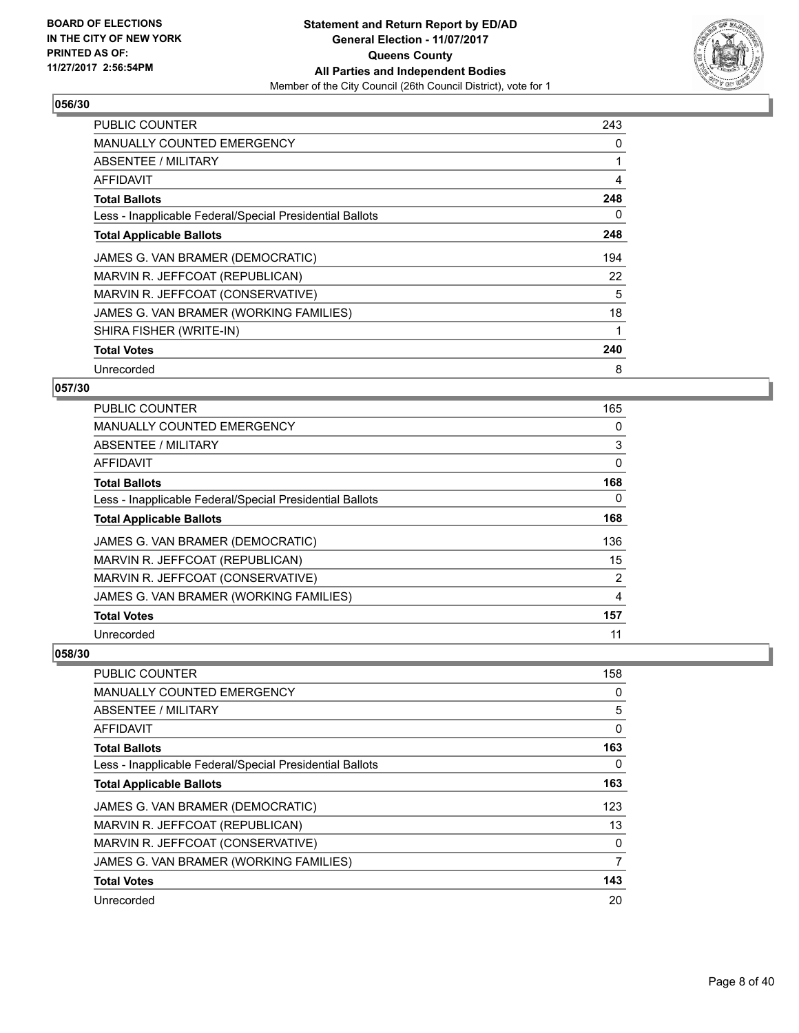**BOARD OF ELECTIONS IN THE CITY OF NEW YORK PRINTED AS OF: 11/27/2017 2:56:54PM**

**Statement and Return Report by ED/AD General Election - 11/07/2017 Queens County All Parties and Independent Bodies**
Member of the City Council (26th Council District), vote for 1

### 056/30

| | |
|---|---|
| PUBLIC COUNTER | 243 |
| MANUALLY COUNTED EMERGENCY | 0 |
| ABSENTEE / MILITARY | 1 |
| AFFIDAVIT | 4 |
| **Total Ballots** | **248** |
| Less - Inapplicable Federal/Special Presidential Ballots | 0 |
| **Total Applicable Ballots** | **248** |
| JAMES G. VAN BRAMER (DEMOCRATIC) | 194 |
| MARVIN R. JEFFCOAT (REPUBLICAN) | 22 |
| MARVIN R. JEFFCOAT (CONSERVATIVE) | 5 |
| JAMES G. VAN BRAMER (WORKING FAMILIES) | 18 |
| SHIRA FISHER (WRITE-IN) | 1 |
| **Total Votes** | **240** |
| Unrecorded | 8 |

### 057/30

| | |
|---|---|
| PUBLIC COUNTER | 165 |
| MANUALLY COUNTED EMERGENCY | 0 |
| ABSENTEE / MILITARY | 3 |
| AFFIDAVIT | 0 |
| **Total Ballots** | **168** |
| Less - Inapplicable Federal/Special Presidential Ballots | 0 |
| **Total Applicable Ballots** | **168** |
| JAMES G. VAN BRAMER (DEMOCRATIC) | 136 |
| MARVIN R. JEFFCOAT (REPUBLICAN) | 15 |
| MARVIN R. JEFFCOAT (CONSERVATIVE) | 2 |
| JAMES G. VAN BRAMER (WORKING FAMILIES) | 4 |
| **Total Votes** | **157** |
| Unrecorded | 11 |

### 058/30

| | |
|---|---|
| PUBLIC COUNTER | 158 |
| MANUALLY COUNTED EMERGENCY | 0 |
| ABSENTEE / MILITARY | 5 |
| AFFIDAVIT | 0 |
| **Total Ballots** | **163** |
| Less - Inapplicable Federal/Special Presidential Ballots | 0 |
| **Total Applicable Ballots** | **163** |
| JAMES G. VAN BRAMER (DEMOCRATIC) | 123 |
| MARVIN R. JEFFCOAT (REPUBLICAN) | 13 |
| MARVIN R. JEFFCOAT (CONSERVATIVE) | 0 |
| JAMES G. VAN BRAMER (WORKING FAMILIES) | 7 |
| **Total Votes** | **143** |
| Unrecorded | 20 |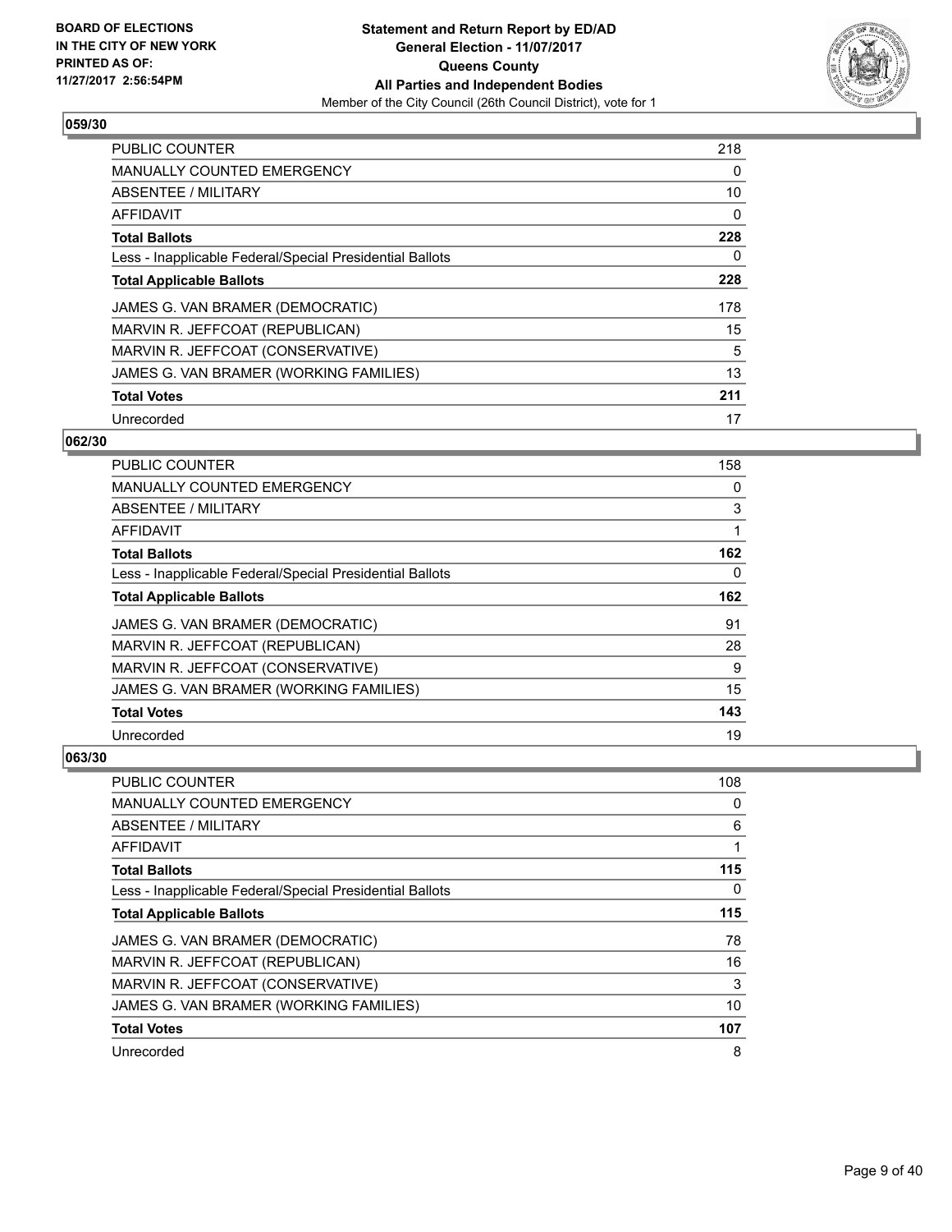BOARD OF ELECTIONS
IN THE CITY OF NEW YORK
PRINTED AS OF:
11/27/2017 2:56:54PM

**Statement and Return Report by ED/AD**
**General Election - 11/07/2017**
**Queens County**
**All Parties and Independent Bodies**
Member of the City Council (26th Council District), vote for 1

### 059/30

| | |
|---|---|
| PUBLIC COUNTER | 218 |
| MANUALLY COUNTED EMERGENCY | 0 |
| ABSENTEE / MILITARY | 10 |
| AFFIDAVIT | 0 |
| **Total Ballots** | **228** |
| Less - Inapplicable Federal/Special Presidential Ballots | 0 |
| **Total Applicable Ballots** | **228** |
| JAMES G. VAN BRAMER (DEMOCRATIC) | 178 |
| MARVIN R. JEFFCOAT (REPUBLICAN) | 15 |
| MARVIN R. JEFFCOAT (CONSERVATIVE) | 5 |
| JAMES G. VAN BRAMER (WORKING FAMILIES) | 13 |
| **Total Votes** | **211** |
| Unrecorded | 17 |

### 062/30

| | |
|---|---|
| PUBLIC COUNTER | 158 |
| MANUALLY COUNTED EMERGENCY | 0 |
| ABSENTEE / MILITARY | 3 |
| AFFIDAVIT | 1 |
| **Total Ballots** | **162** |
| Less - Inapplicable Federal/Special Presidential Ballots | 0 |
| **Total Applicable Ballots** | **162** |
| JAMES G. VAN BRAMER (DEMOCRATIC) | 91 |
| MARVIN R. JEFFCOAT (REPUBLICAN) | 28 |
| MARVIN R. JEFFCOAT (CONSERVATIVE) | 9 |
| JAMES G. VAN BRAMER (WORKING FAMILIES) | 15 |
| **Total Votes** | **143** |
| Unrecorded | 19 |

### 063/30

| | |
|---|---|
| PUBLIC COUNTER | 108 |
| MANUALLY COUNTED EMERGENCY | 0 |
| ABSENTEE / MILITARY | 6 |
| AFFIDAVIT | 1 |
| **Total Ballots** | **115** |
| Less - Inapplicable Federal/Special Presidential Ballots | 0 |
| **Total Applicable Ballots** | **115** |
| JAMES G. VAN BRAMER (DEMOCRATIC) | 78 |
| MARVIN R. JEFFCOAT (REPUBLICAN) | 16 |
| MARVIN R. JEFFCOAT (CONSERVATIVE) | 3 |
| JAMES G. VAN BRAMER (WORKING FAMILIES) | 10 |
| **Total Votes** | **107** |
| Unrecorded | 8 |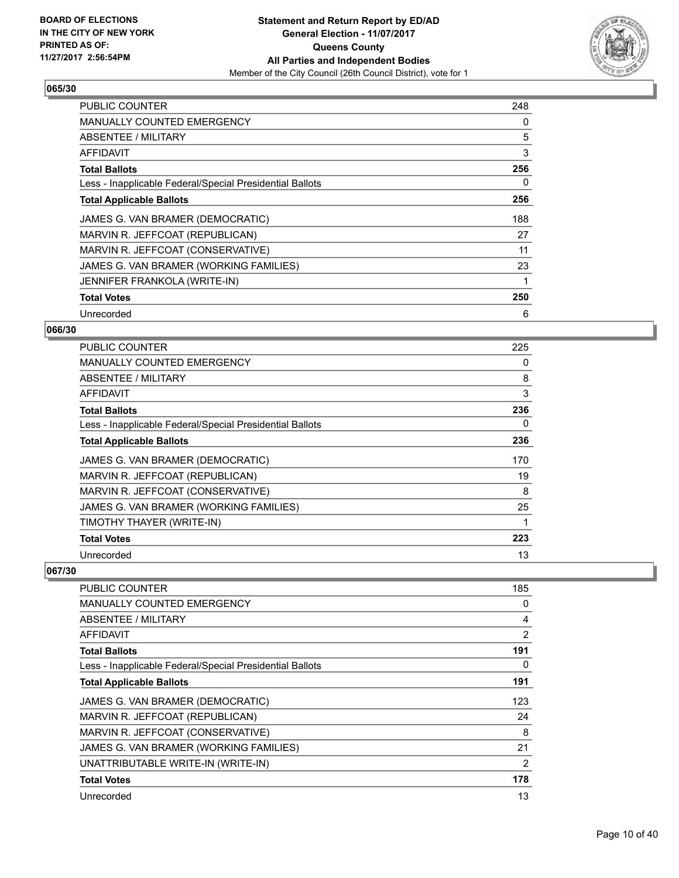**BOARD OF ELECTIONS IN THE CITY OF NEW YORK PRINTED AS OF: 11/27/2017 2:56:54PM**

**Statement and Return Report by ED/AD General Election - 11/07/2017 Queens County All Parties and Independent Bodies**
Member of the City Council (26th Council District), vote for 1

## 065/30

| | |
|---|---|
| PUBLIC COUNTER | 248 |
| MANUALLY COUNTED EMERGENCY | 0 |
| ABSENTEE / MILITARY | 5 |
| AFFIDAVIT | 3 |
| **Total Ballots** | **256** |
| Less - Inapplicable Federal/Special Presidential Ballots | 0 |
| **Total Applicable Ballots** | **256** |
| JAMES G. VAN BRAMER (DEMOCRATIC) | 188 |
| MARVIN R. JEFFCOAT (REPUBLICAN) | 27 |
| MARVIN R. JEFFCOAT (CONSERVATIVE) | 11 |
| JAMES G. VAN BRAMER (WORKING FAMILIES) | 23 |
| JENNIFER FRANKOLA (WRITE-IN) | 1 |
| **Total Votes** | **250** |
| Unrecorded | 6 |

## 066/30

| | |
|---|---|
| PUBLIC COUNTER | 225 |
| MANUALLY COUNTED EMERGENCY | 0 |
| ABSENTEE / MILITARY | 8 |
| AFFIDAVIT | 3 |
| **Total Ballots** | **236** |
| Less - Inapplicable Federal/Special Presidential Ballots | 0 |
| **Total Applicable Ballots** | **236** |
| JAMES G. VAN BRAMER (DEMOCRATIC) | 170 |
| MARVIN R. JEFFCOAT (REPUBLICAN) | 19 |
| MARVIN R. JEFFCOAT (CONSERVATIVE) | 8 |
| JAMES G. VAN BRAMER (WORKING FAMILIES) | 25 |
| TIMOTHY THAYER (WRITE-IN) | 1 |
| **Total Votes** | **223** |
| Unrecorded | 13 |

## 067/30

| | |
|---|---|
| PUBLIC COUNTER | 185 |
| MANUALLY COUNTED EMERGENCY | 0 |
| ABSENTEE / MILITARY | 4 |
| AFFIDAVIT | 2 |
| **Total Ballots** | **191** |
| Less - Inapplicable Federal/Special Presidential Ballots | 0 |
| **Total Applicable Ballots** | **191** |
| JAMES G. VAN BRAMER (DEMOCRATIC) | 123 |
| MARVIN R. JEFFCOAT (REPUBLICAN) | 24 |
| MARVIN R. JEFFCOAT (CONSERVATIVE) | 8 |
| JAMES G. VAN BRAMER (WORKING FAMILIES) | 21 |
| UNATTRIBUTABLE WRITE-IN (WRITE-IN) | 2 |
| **Total Votes** | **178** |
| Unrecorded | 13 |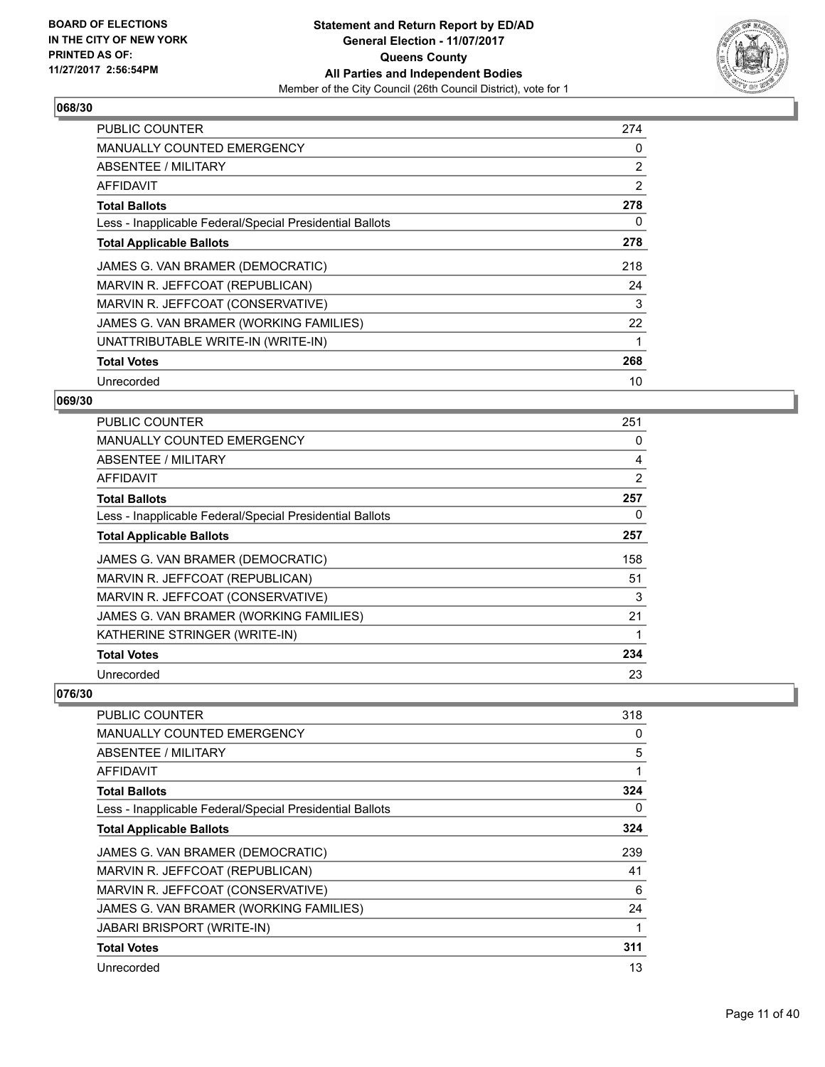## 068/30

| | |
|---|---|
| PUBLIC COUNTER | 274 |
| MANUALLY COUNTED EMERGENCY | 0 |
| ABSENTEE / MILITARY | 2 |
| AFFIDAVIT | 2 |
| **Total Ballots** | **278** |
| Less - Inapplicable Federal/Special Presidential Ballots | 0 |
| **Total Applicable Ballots** | **278** |
| JAMES G. VAN BRAMER (DEMOCRATIC) | 218 |
| MARVIN R. JEFFCOAT (REPUBLICAN) | 24 |
| MARVIN R. JEFFCOAT (CONSERVATIVE) | 3 |
| JAMES G. VAN BRAMER (WORKING FAMILIES) | 22 |
| UNATTRIBUTABLE WRITE-IN (WRITE-IN) | 1 |
| **Total Votes** | **268** |
| Unrecorded | 10 |

## 069/30

| | |
|---|---|
| PUBLIC COUNTER | 251 |
| MANUALLY COUNTED EMERGENCY | 0 |
| ABSENTEE / MILITARY | 4 |
| AFFIDAVIT | 2 |
| **Total Ballots** | **257** |
| Less - Inapplicable Federal/Special Presidential Ballots | 0 |
| **Total Applicable Ballots** | **257** |
| JAMES G. VAN BRAMER (DEMOCRATIC) | 158 |
| MARVIN R. JEFFCOAT (REPUBLICAN) | 51 |
| MARVIN R. JEFFCOAT (CONSERVATIVE) | 3 |
| JAMES G. VAN BRAMER (WORKING FAMILIES) | 21 |
| KATHERINE STRINGER (WRITE-IN) | 1 |
| **Total Votes** | **234** |
| Unrecorded | 23 |

## 076/30

| | |
|---|---|
| PUBLIC COUNTER | 318 |
| MANUALLY COUNTED EMERGENCY | 0 |
| ABSENTEE / MILITARY | 5 |
| AFFIDAVIT | 1 |
| **Total Ballots** | **324** |
| Less - Inapplicable Federal/Special Presidential Ballots | 0 |
| **Total Applicable Ballots** | **324** |
| JAMES G. VAN BRAMER (DEMOCRATIC) | 239 |
| MARVIN R. JEFFCOAT (REPUBLICAN) | 41 |
| MARVIN R. JEFFCOAT (CONSERVATIVE) | 6 |
| JAMES G. VAN BRAMER (WORKING FAMILIES) | 24 |
| JABARI BRISPORT (WRITE-IN) | 1 |
| **Total Votes** | **311** |
| Unrecorded | 13 |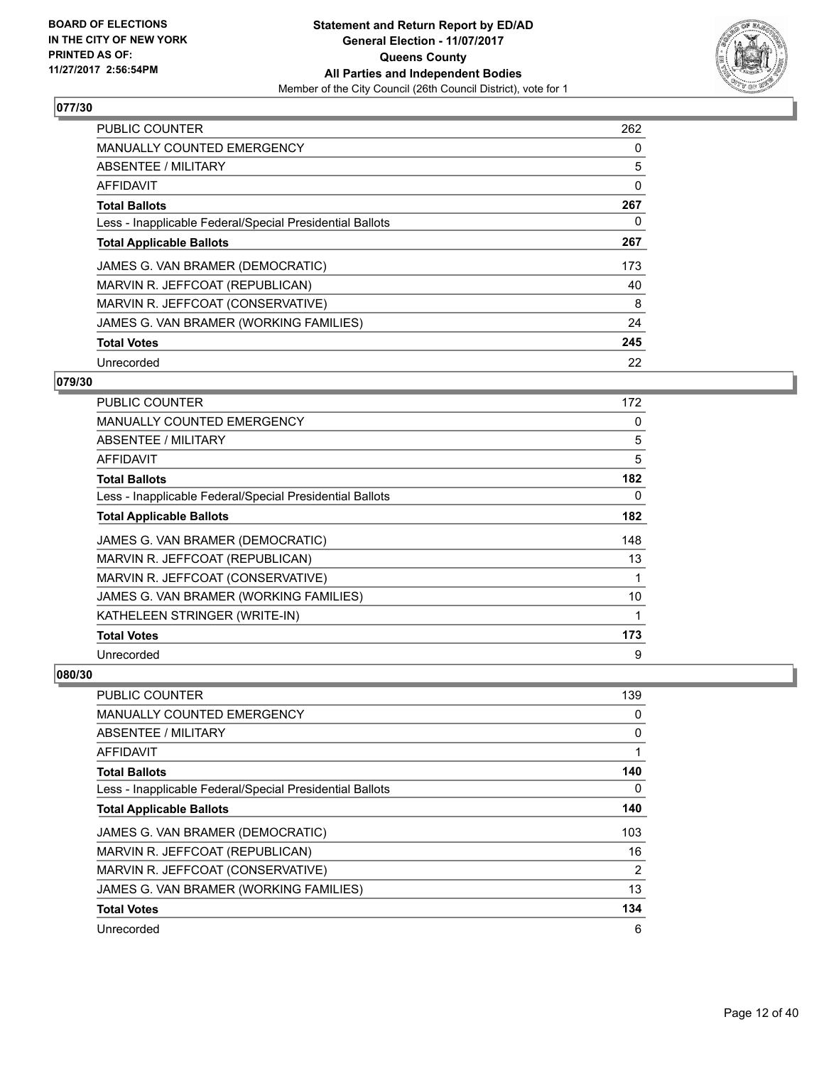**BOARD OF ELECTIONS IN THE CITY OF NEW YORK PRINTED AS OF: 11/27/2017 2:56:54PM**

**Statement and Return Report by ED/AD General Election - 11/07/2017 Queens County All Parties and Independent Bodies**
Member of the City Council (26th Council District), vote for 1

## 077/30

| | |
|---|---|
| PUBLIC COUNTER | 262 |
| MANUALLY COUNTED EMERGENCY | 0 |
| ABSENTEE / MILITARY | 5 |
| AFFIDAVIT | 0 |
| **Total Ballots** | **267** |
| Less - Inapplicable Federal/Special Presidential Ballots | 0 |
| **Total Applicable Ballots** | **267** |
| JAMES G. VAN BRAMER (DEMOCRATIC) | 173 |
| MARVIN R. JEFFCOAT (REPUBLICAN) | 40 |
| MARVIN R. JEFFCOAT (CONSERVATIVE) | 8 |
| JAMES G. VAN BRAMER (WORKING FAMILIES) | 24 |
| **Total Votes** | **245** |
| Unrecorded | 22 |

## 079/30

| | |
|---|---|
| PUBLIC COUNTER | 172 |
| MANUALLY COUNTED EMERGENCY | 0 |
| ABSENTEE / MILITARY | 5 |
| AFFIDAVIT | 5 |
| **Total Ballots** | **182** |
| Less - Inapplicable Federal/Special Presidential Ballots | 0 |
| **Total Applicable Ballots** | **182** |
| JAMES G. VAN BRAMER (DEMOCRATIC) | 148 |
| MARVIN R. JEFFCOAT (REPUBLICAN) | 13 |
| MARVIN R. JEFFCOAT (CONSERVATIVE) | 1 |
| JAMES G. VAN BRAMER (WORKING FAMILIES) | 10 |
| KATHELEEN STRINGER (WRITE-IN) | 1 |
| **Total Votes** | **173** |
| Unrecorded | 9 |

## 080/30

| | |
|---|---|
| PUBLIC COUNTER | 139 |
| MANUALLY COUNTED EMERGENCY | 0 |
| ABSENTEE / MILITARY | 0 |
| AFFIDAVIT | 1 |
| **Total Ballots** | **140** |
| Less - Inapplicable Federal/Special Presidential Ballots | 0 |
| **Total Applicable Ballots** | **140** |
| JAMES G. VAN BRAMER (DEMOCRATIC) | 103 |
| MARVIN R. JEFFCOAT (REPUBLICAN) | 16 |
| MARVIN R. JEFFCOAT (CONSERVATIVE) | 2 |
| JAMES G. VAN BRAMER (WORKING FAMILIES) | 13 |
| **Total Votes** | **134** |
| Unrecorded | 6 |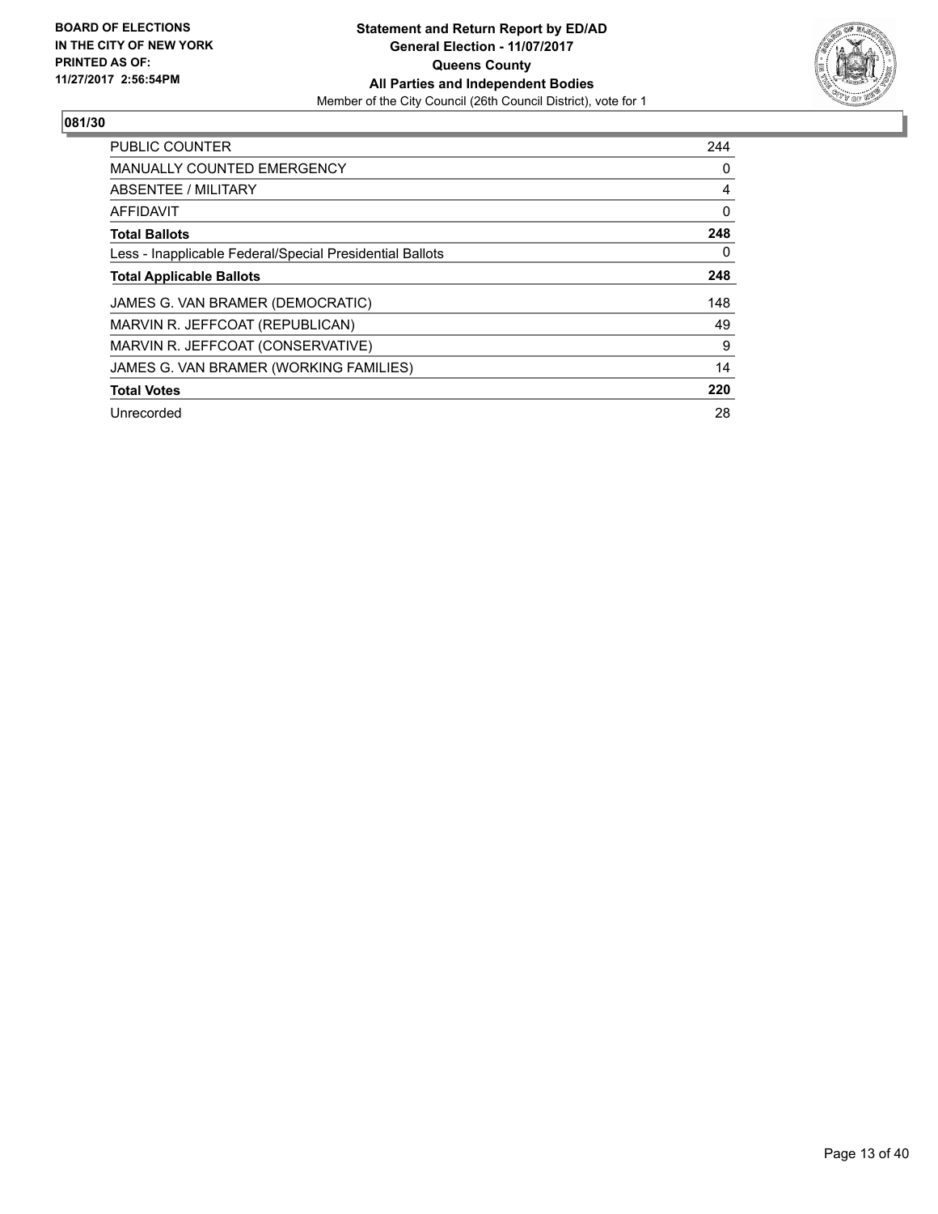**BOARD OF ELECTIONS IN THE CITY OF NEW YORK PRINTED AS OF: 11/27/2017 2:56:54PM**

**Statement and Return Report by ED/AD**
**General Election - 11/07/2017**
**Queens County**
**All Parties and Independent Bodies**
Member of the City Council (26th Council District), vote for 1

## 081/30

| | |
|---|---|
| PUBLIC COUNTER | 244 |
| MANUALLY COUNTED EMERGENCY | 0 |
| ABSENTEE / MILITARY | 4 |
| AFFIDAVIT | 0 |
| **Total Ballots** | **248** |
| Less - Inapplicable Federal/Special Presidential Ballots | 0 |
| **Total Applicable Ballots** | **248** |
| JAMES G. VAN BRAMER (DEMOCRATIC) | 148 |
| MARVIN R. JEFFCOAT (REPUBLICAN) | 49 |
| MARVIN R. JEFFCOAT (CONSERVATIVE) | 9 |
| JAMES G. VAN BRAMER (WORKING FAMILIES) | 14 |
| **Total Votes** | **220** |
| Unrecorded | 28 |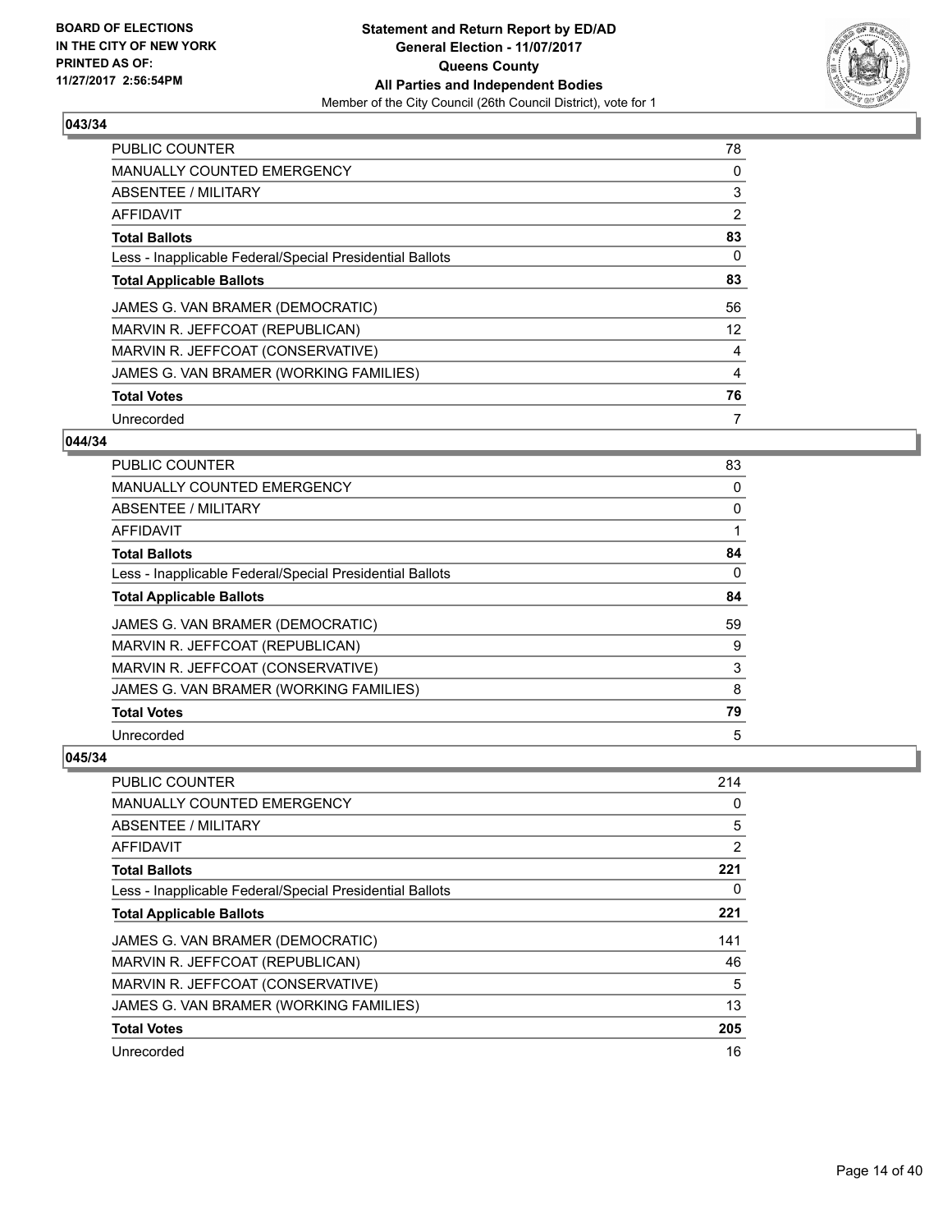**BOARD OF ELECTIONS IN THE CITY OF NEW YORK PRINTED AS OF: 11/27/2017 2:56:54PM**

**Statement and Return Report by ED/AD**
**General Election - 11/07/2017**
**Queens County**
**All Parties and Independent Bodies**
Member of the City Council (26th Council District), vote for 1

### 043/34

| | |
|---|---|
| PUBLIC COUNTER | 78 |
| MANUALLY COUNTED EMERGENCY | 0 |
| ABSENTEE / MILITARY | 3 |
| AFFIDAVIT | 2 |
| **Total Ballots** | **83** |
| Less - Inapplicable Federal/Special Presidential Ballots | 0 |
| **Total Applicable Ballots** | **83** |
| JAMES G. VAN BRAMER (DEMOCRATIC) | 56 |
| MARVIN R. JEFFCOAT (REPUBLICAN) | 12 |
| MARVIN R. JEFFCOAT (CONSERVATIVE) | 4 |
| JAMES G. VAN BRAMER (WORKING FAMILIES) | 4 |
| **Total Votes** | **76** |
| Unrecorded | 7 |

### 044/34

| | |
|---|---|
| PUBLIC COUNTER | 83 |
| MANUALLY COUNTED EMERGENCY | 0 |
| ABSENTEE / MILITARY | 0 |
| AFFIDAVIT | 1 |
| **Total Ballots** | **84** |
| Less - Inapplicable Federal/Special Presidential Ballots | 0 |
| **Total Applicable Ballots** | **84** |
| JAMES G. VAN BRAMER (DEMOCRATIC) | 59 |
| MARVIN R. JEFFCOAT (REPUBLICAN) | 9 |
| MARVIN R. JEFFCOAT (CONSERVATIVE) | 3 |
| JAMES G. VAN BRAMER (WORKING FAMILIES) | 8 |
| **Total Votes** | **79** |
| Unrecorded | 5 |

### 045/34

| | |
|---|---|
| PUBLIC COUNTER | 214 |
| MANUALLY COUNTED EMERGENCY | 0 |
| ABSENTEE / MILITARY | 5 |
| AFFIDAVIT | 2 |
| **Total Ballots** | **221** |
| Less - Inapplicable Federal/Special Presidential Ballots | 0 |
| **Total Applicable Ballots** | **221** |
| JAMES G. VAN BRAMER (DEMOCRATIC) | 141 |
| MARVIN R. JEFFCOAT (REPUBLICAN) | 46 |
| MARVIN R. JEFFCOAT (CONSERVATIVE) | 5 |
| JAMES G. VAN BRAMER (WORKING FAMILIES) | 13 |
| **Total Votes** | **205** |
| Unrecorded | 16 |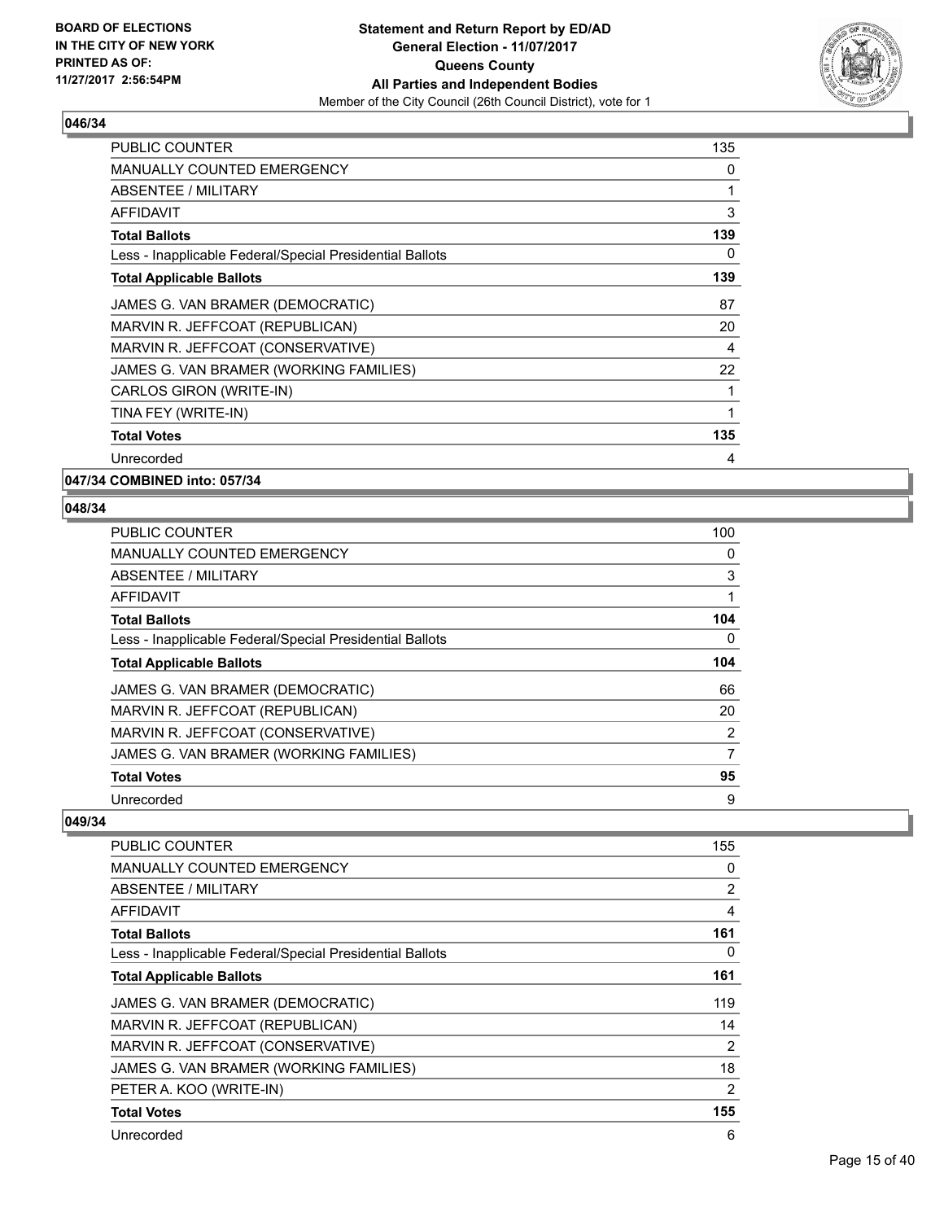## 046/34

| | |
|---|---|
| PUBLIC COUNTER | 135 |
| MANUALLY COUNTED EMERGENCY | 0 |
| ABSENTEE / MILITARY | 1 |
| AFFIDAVIT | 3 |
| **Total Ballots** | **139** |
| Less - Inapplicable Federal/Special Presidential Ballots | 0 |
| **Total Applicable Ballots** | **139** |
| JAMES G. VAN BRAMER (DEMOCRATIC) | 87 |
| MARVIN R. JEFFCOAT (REPUBLICAN) | 20 |
| MARVIN R. JEFFCOAT (CONSERVATIVE) | 4 |
| JAMES G. VAN BRAMER (WORKING FAMILIES) | 22 |
| CARLOS GIRON (WRITE-IN) | 1 |
| TINA FEY (WRITE-IN) | 1 |
| **Total Votes** | **135** |
| Unrecorded | 4 |

## 047/34 COMBINED into: 057/34

## 048/34

| | |
|---|---|
| PUBLIC COUNTER | 100 |
| MANUALLY COUNTED EMERGENCY | 0 |
| ABSENTEE / MILITARY | 3 |
| AFFIDAVIT | 1 |
| **Total Ballots** | **104** |
| Less - Inapplicable Federal/Special Presidential Ballots | 0 |
| **Total Applicable Ballots** | **104** |
| JAMES G. VAN BRAMER (DEMOCRATIC) | 66 |
| MARVIN R. JEFFCOAT (REPUBLICAN) | 20 |
| MARVIN R. JEFFCOAT (CONSERVATIVE) | 2 |
| JAMES G. VAN BRAMER (WORKING FAMILIES) | 7 |
| **Total Votes** | **95** |
| Unrecorded | 9 |

## 049/34

| | |
|---|---|
| PUBLIC COUNTER | 155 |
| MANUALLY COUNTED EMERGENCY | 0 |
| ABSENTEE / MILITARY | 2 |
| AFFIDAVIT | 4 |
| **Total Ballots** | **161** |
| Less - Inapplicable Federal/Special Presidential Ballots | 0 |
| **Total Applicable Ballots** | **161** |
| JAMES G. VAN BRAMER (DEMOCRATIC) | 119 |
| MARVIN R. JEFFCOAT (REPUBLICAN) | 14 |
| MARVIN R. JEFFCOAT (CONSERVATIVE) | 2 |
| JAMES G. VAN BRAMER (WORKING FAMILIES) | 18 |
| PETER A. KOO (WRITE-IN) | 2 |
| **Total Votes** | **155** |
| Unrecorded | 6 |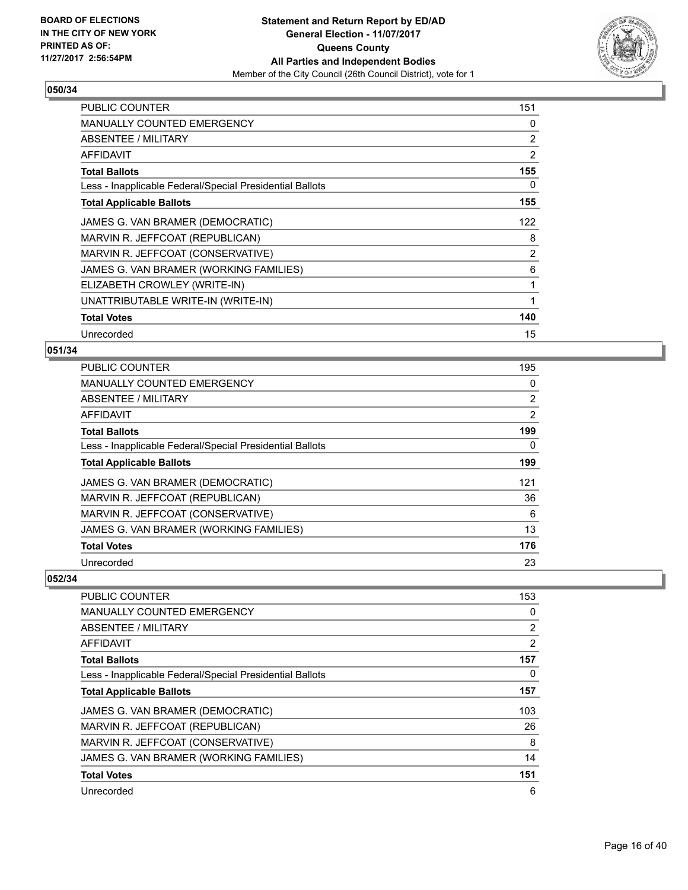BOARD OF ELECTIONS
IN THE CITY OF NEW YORK
PRINTED AS OF:
11/27/2017 2:56:54PM

**Statement and Return Report by ED/AD**
**General Election - 11/07/2017**
**Queens County**
**All Parties and Independent Bodies**
Member of the City Council (26th Council District), vote for 1

### 050/34

| | |
|---|---|
| PUBLIC COUNTER | 151 |
| MANUALLY COUNTED EMERGENCY | 0 |
| ABSENTEE / MILITARY | 2 |
| AFFIDAVIT | 2 |
| **Total Ballots** | **155** |
| Less - Inapplicable Federal/Special Presidential Ballots | 0 |
| **Total Applicable Ballots** | **155** |
| JAMES G. VAN BRAMER (DEMOCRATIC) | 122 |
| MARVIN R. JEFFCOAT (REPUBLICAN) | 8 |
| MARVIN R. JEFFCOAT (CONSERVATIVE) | 2 |
| JAMES G. VAN BRAMER (WORKING FAMILIES) | 6 |
| ELIZABETH CROWLEY (WRITE-IN) | 1 |
| UNATTRIBUTABLE WRITE-IN (WRITE-IN) | 1 |
| **Total Votes** | **140** |
| Unrecorded | 15 |

### 051/34

| | |
|---|---|
| PUBLIC COUNTER | 195 |
| MANUALLY COUNTED EMERGENCY | 0 |
| ABSENTEE / MILITARY | 2 |
| AFFIDAVIT | 2 |
| **Total Ballots** | **199** |
| Less - Inapplicable Federal/Special Presidential Ballots | 0 |
| **Total Applicable Ballots** | **199** |
| JAMES G. VAN BRAMER (DEMOCRATIC) | 121 |
| MARVIN R. JEFFCOAT (REPUBLICAN) | 36 |
| MARVIN R. JEFFCOAT (CONSERVATIVE) | 6 |
| JAMES G. VAN BRAMER (WORKING FAMILIES) | 13 |
| **Total Votes** | **176** |
| Unrecorded | 23 |

### 052/34

| | |
|---|---|
| PUBLIC COUNTER | 153 |
| MANUALLY COUNTED EMERGENCY | 0 |
| ABSENTEE / MILITARY | 2 |
| AFFIDAVIT | 2 |
| **Total Ballots** | **157** |
| Less - Inapplicable Federal/Special Presidential Ballots | 0 |
| **Total Applicable Ballots** | **157** |
| JAMES G. VAN BRAMER (DEMOCRATIC) | 103 |
| MARVIN R. JEFFCOAT (REPUBLICAN) | 26 |
| MARVIN R. JEFFCOAT (CONSERVATIVE) | 8 |
| JAMES G. VAN BRAMER (WORKING FAMILIES) | 14 |
| **Total Votes** | **151** |
| Unrecorded | 6 |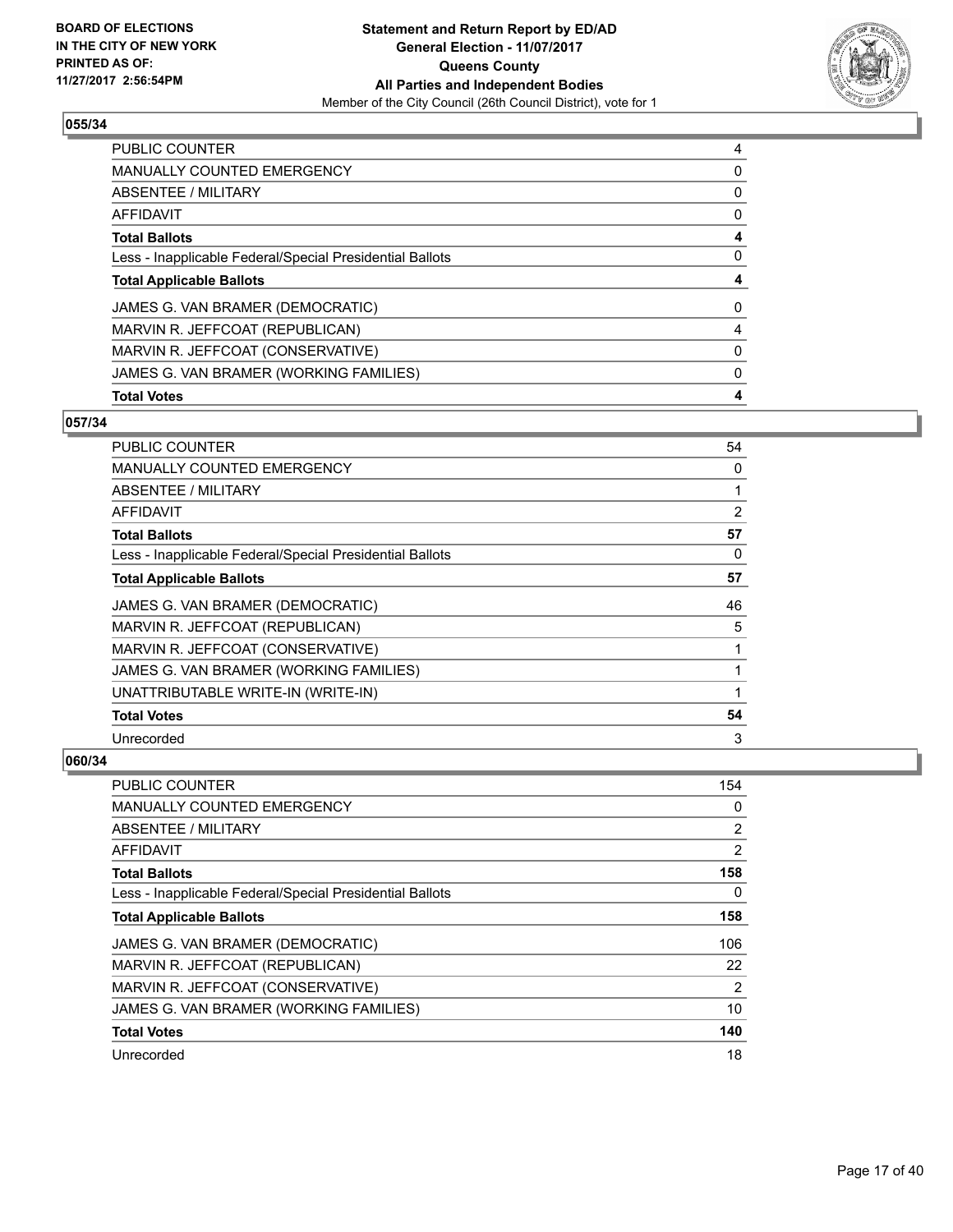**BOARD OF ELECTIONS IN THE CITY OF NEW YORK PRINTED AS OF: 11/27/2017 2:56:54PM**

**Statement and Return Report by ED/AD General Election - 11/07/2017 Queens County All Parties and Independent Bodies**

Member of the City Council (26th Council District), vote for 1

### 055/34

| | |
|---|---|
| PUBLIC COUNTER | 4 |
| MANUALLY COUNTED EMERGENCY | 0 |
| ABSENTEE / MILITARY | 0 |
| AFFIDAVIT | 0 |
| **Total Ballots** | **4** |
| Less - Inapplicable Federal/Special Presidential Ballots | 0 |
| **Total Applicable Ballots** | **4** |
| JAMES G. VAN BRAMER (DEMOCRATIC) | 0 |
| MARVIN R. JEFFCOAT (REPUBLICAN) | 4 |
| MARVIN R. JEFFCOAT (CONSERVATIVE) | 0 |
| JAMES G. VAN BRAMER (WORKING FAMILIES) | 0 |
| **Total Votes** | **4** |

### 057/34

| | |
|---|---|
| PUBLIC COUNTER | 54 |
| MANUALLY COUNTED EMERGENCY | 0 |
| ABSENTEE / MILITARY | 1 |
| AFFIDAVIT | 2 |
| **Total Ballots** | **57** |
| Less - Inapplicable Federal/Special Presidential Ballots | 0 |
| **Total Applicable Ballots** | **57** |
| JAMES G. VAN BRAMER (DEMOCRATIC) | 46 |
| MARVIN R. JEFFCOAT (REPUBLICAN) | 5 |
| MARVIN R. JEFFCOAT (CONSERVATIVE) | 1 |
| JAMES G. VAN BRAMER (WORKING FAMILIES) | 1 |
| UNATTRIBUTABLE WRITE-IN (WRITE-IN) | 1 |
| **Total Votes** | **54** |
| Unrecorded | 3 |

### 060/34

| | |
|---|---|
| PUBLIC COUNTER | 154 |
| MANUALLY COUNTED EMERGENCY | 0 |
| ABSENTEE / MILITARY | 2 |
| AFFIDAVIT | 2 |
| **Total Ballots** | **158** |
| Less - Inapplicable Federal/Special Presidential Ballots | 0 |
| **Total Applicable Ballots** | **158** |
| JAMES G. VAN BRAMER (DEMOCRATIC) | 106 |
| MARVIN R. JEFFCOAT (REPUBLICAN) | 22 |
| MARVIN R. JEFFCOAT (CONSERVATIVE) | 2 |
| JAMES G. VAN BRAMER (WORKING FAMILIES) | 10 |
| **Total Votes** | **140** |
| Unrecorded | 18 |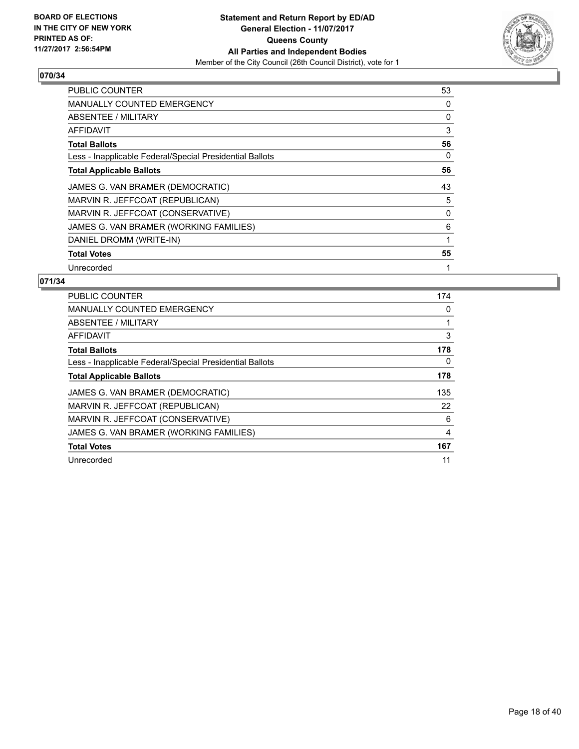BOARD OF ELECTIONS
IN THE CITY OF NEW YORK
PRINTED AS OF:
11/27/2017 2:56:54PM

**Statement and Return Report by ED/AD**
**General Election - 11/07/2017**
**Queens County**
**All Parties and Independent Bodies**
Member of the City Council (26th Council District), vote for 1

## 070/34

| | |
|---|---|
| PUBLIC COUNTER | 53 |
| MANUALLY COUNTED EMERGENCY | 0 |
| ABSENTEE / MILITARY | 0 |
| AFFIDAVIT | 3 |
| **Total Ballots** | **56** |
| Less - Inapplicable Federal/Special Presidential Ballots | 0 |
| **Total Applicable Ballots** | **56** |
| JAMES G. VAN BRAMER (DEMOCRATIC) | 43 |
| MARVIN R. JEFFCOAT (REPUBLICAN) | 5 |
| MARVIN R. JEFFCOAT (CONSERVATIVE) | 0 |
| JAMES G. VAN BRAMER (WORKING FAMILIES) | 6 |
| DANIEL DROMM (WRITE-IN) | 1 |
| **Total Votes** | **55** |
| Unrecorded | 1 |

## 071/34

| | |
|---|---|
| PUBLIC COUNTER | 174 |
| MANUALLY COUNTED EMERGENCY | 0 |
| ABSENTEE / MILITARY | 1 |
| AFFIDAVIT | 3 |
| **Total Ballots** | **178** |
| Less - Inapplicable Federal/Special Presidential Ballots | 0 |
| **Total Applicable Ballots** | **178** |
| JAMES G. VAN BRAMER (DEMOCRATIC) | 135 |
| MARVIN R. JEFFCOAT (REPUBLICAN) | 22 |
| MARVIN R. JEFFCOAT (CONSERVATIVE) | 6 |
| JAMES G. VAN BRAMER (WORKING FAMILIES) | 4 |
| **Total Votes** | **167** |
| Unrecorded | 11 |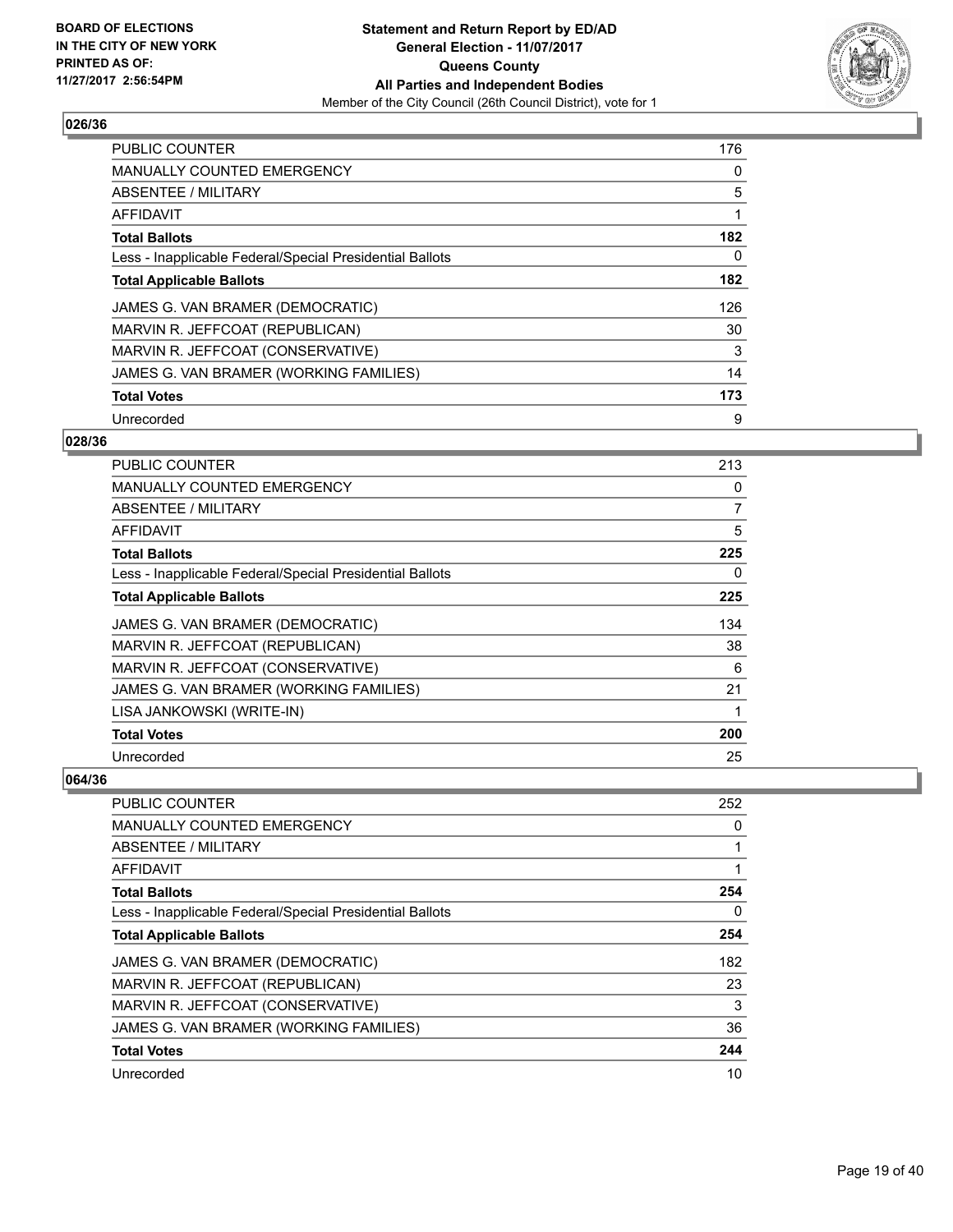**BOARD OF ELECTIONS IN THE CITY OF NEW YORK PRINTED AS OF: 11/27/2017 2:56:54PM**

**Statement and Return Report by ED/AD General Election - 11/07/2017 Queens County All Parties and Independent Bodies**

Member of the City Council (26th Council District), vote for 1

## 026/36

| | |
|---|---|
| PUBLIC COUNTER | 176 |
| MANUALLY COUNTED EMERGENCY | 0 |
| ABSENTEE / MILITARY | 5 |
| AFFIDAVIT | 1 |
| **Total Ballots** | **182** |
| Less - Inapplicable Federal/Special Presidential Ballots | 0 |
| **Total Applicable Ballots** | **182** |
| JAMES G. VAN BRAMER (DEMOCRATIC) | 126 |
| MARVIN R. JEFFCOAT (REPUBLICAN) | 30 |
| MARVIN R. JEFFCOAT (CONSERVATIVE) | 3 |
| JAMES G. VAN BRAMER (WORKING FAMILIES) | 14 |
| **Total Votes** | **173** |
| Unrecorded | 9 |

## 028/36

| | |
|---|---|
| PUBLIC COUNTER | 213 |
| MANUALLY COUNTED EMERGENCY | 0 |
| ABSENTEE / MILITARY | 7 |
| AFFIDAVIT | 5 |
| **Total Ballots** | **225** |
| Less - Inapplicable Federal/Special Presidential Ballots | 0 |
| **Total Applicable Ballots** | **225** |
| JAMES G. VAN BRAMER (DEMOCRATIC) | 134 |
| MARVIN R. JEFFCOAT (REPUBLICAN) | 38 |
| MARVIN R. JEFFCOAT (CONSERVATIVE) | 6 |
| JAMES G. VAN BRAMER (WORKING FAMILIES) | 21 |
| LISA JANKOWSKI (WRITE-IN) | 1 |
| **Total Votes** | **200** |
| Unrecorded | 25 |

## 064/36

| | |
|---|---|
| PUBLIC COUNTER | 252 |
| MANUALLY COUNTED EMERGENCY | 0 |
| ABSENTEE / MILITARY | 1 |
| AFFIDAVIT | 1 |
| **Total Ballots** | **254** |
| Less - Inapplicable Federal/Special Presidential Ballots | 0 |
| **Total Applicable Ballots** | **254** |
| JAMES G. VAN BRAMER (DEMOCRATIC) | 182 |
| MARVIN R. JEFFCOAT (REPUBLICAN) | 23 |
| MARVIN R. JEFFCOAT (CONSERVATIVE) | 3 |
| JAMES G. VAN BRAMER (WORKING FAMILIES) | 36 |
| **Total Votes** | **244** |
| Unrecorded | 10 |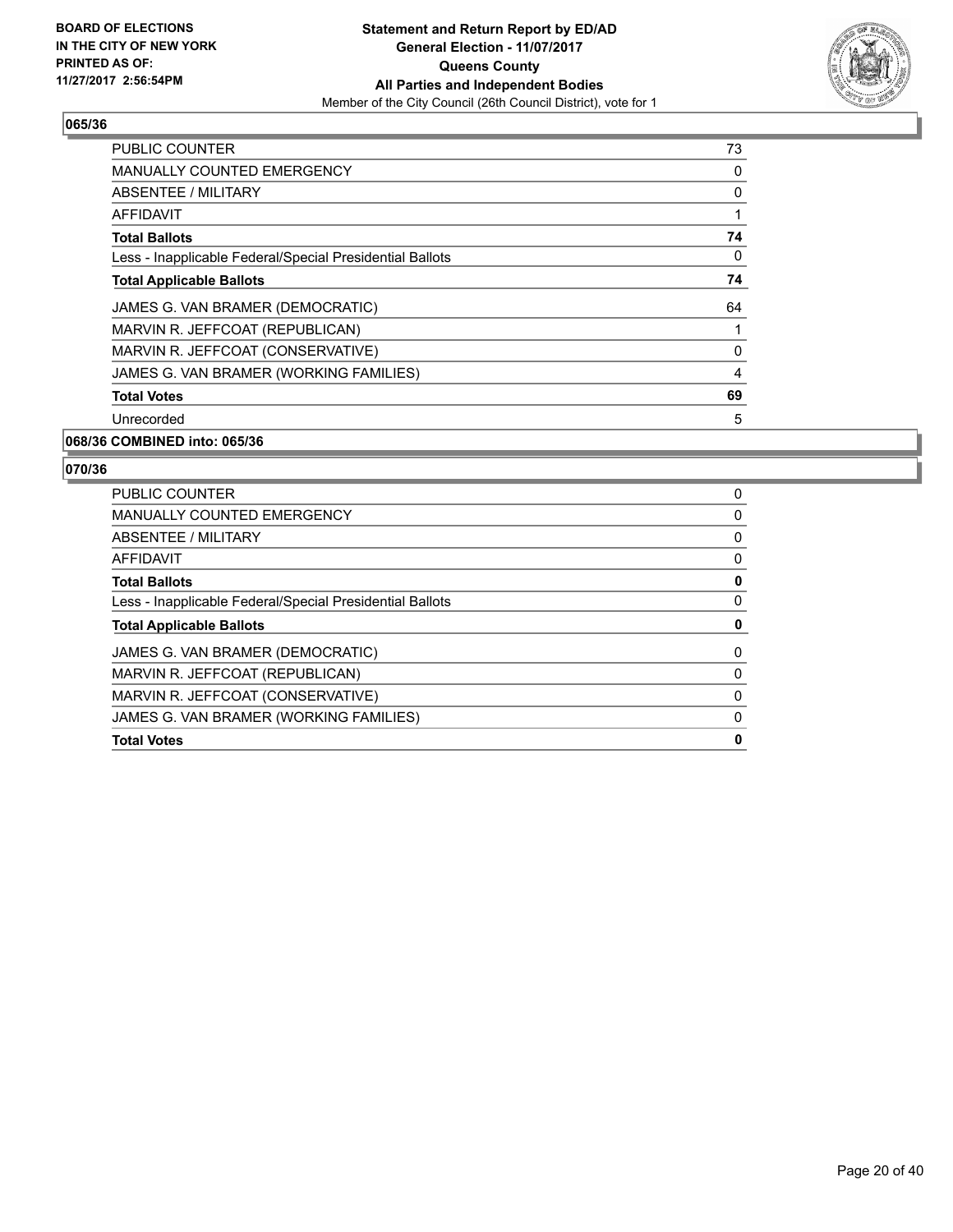**BOARD OF ELECTIONS IN THE CITY OF NEW YORK PRINTED AS OF: 11/27/2017 2:56:54PM**

**Statement and Return Report by ED/AD General Election - 11/07/2017 Queens County All Parties and Independent Bodies**

Member of the City Council (26th Council District), vote for 1

### 065/36

| | |
|---|---|
| PUBLIC COUNTER | 73 |
| MANUALLY COUNTED EMERGENCY | 0 |
| ABSENTEE / MILITARY | 0 |
| AFFIDAVIT | 1 |
| **Total Ballots** | **74** |
| Less - Inapplicable Federal/Special Presidential Ballots | 0 |
| **Total Applicable Ballots** | **74** |
| JAMES G. VAN BRAMER (DEMOCRATIC) | 64 |
| MARVIN R. JEFFCOAT (REPUBLICAN) | 1 |
| MARVIN R. JEFFCOAT (CONSERVATIVE) | 0 |
| JAMES G. VAN BRAMER (WORKING FAMILIES) | 4 |
| **Total Votes** | **69** |
| Unrecorded | 5 |

### 068/36 COMBINED into: 065/36

### 070/36

| | |
|---|---|
| PUBLIC COUNTER | 0 |
| MANUALLY COUNTED EMERGENCY | 0 |
| ABSENTEE / MILITARY | 0 |
| AFFIDAVIT | 0 |
| **Total Ballots** | **0** |
| Less - Inapplicable Federal/Special Presidential Ballots | 0 |
| **Total Applicable Ballots** | **0** |
| JAMES G. VAN BRAMER (DEMOCRATIC) | 0 |
| MARVIN R. JEFFCOAT (REPUBLICAN) | 0 |
| MARVIN R. JEFFCOAT (CONSERVATIVE) | 0 |
| JAMES G. VAN BRAMER (WORKING FAMILIES) | 0 |
| **Total Votes** | **0** |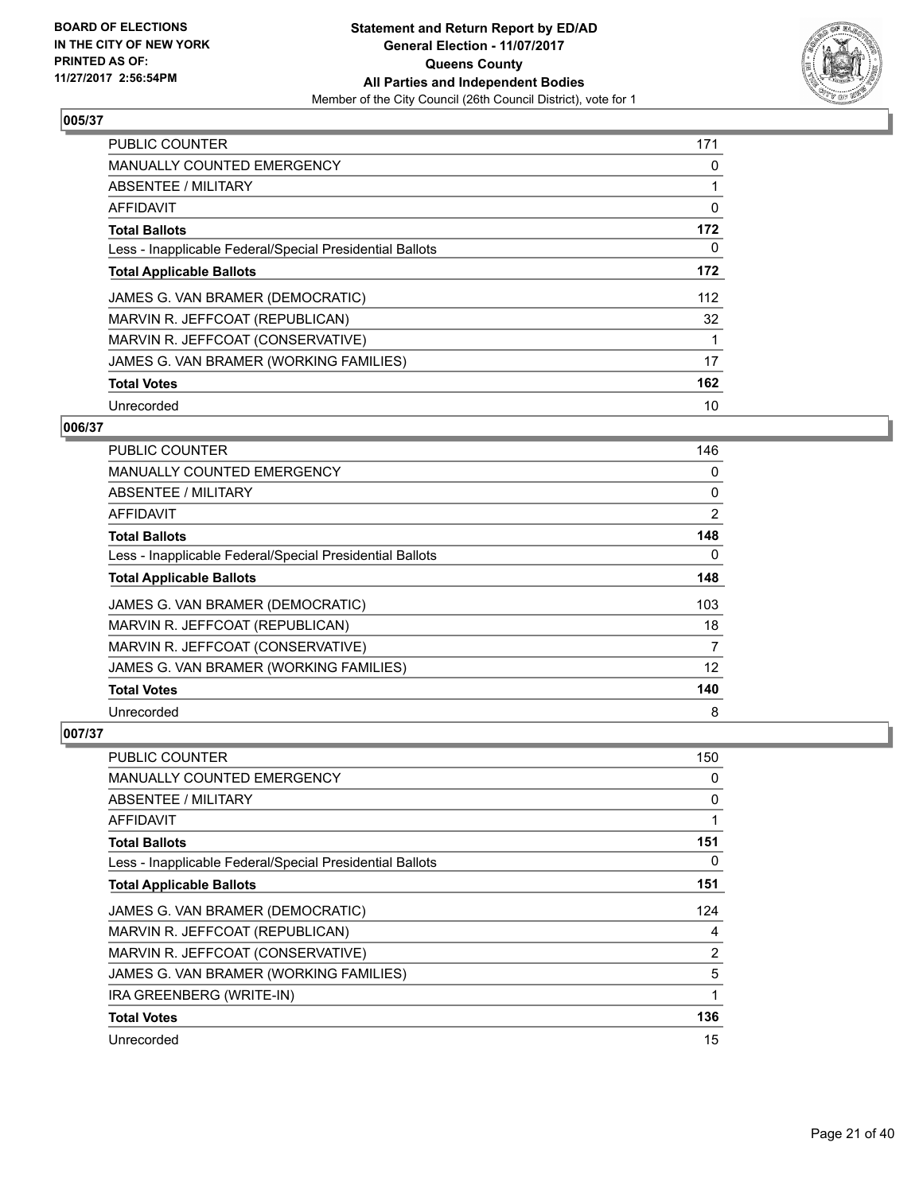**BOARD OF ELECTIONS IN THE CITY OF NEW YORK PRINTED AS OF: 11/27/2017 2:56:54PM**

**Statement and Return Report by ED/AD**
**General Election - 11/07/2017**
**Queens County**
**All Parties and Independent Bodies**
Member of the City Council (26th Council District), vote for 1

## 005/37

| | |
|---|---|
| PUBLIC COUNTER | 171 |
| MANUALLY COUNTED EMERGENCY | 0 |
| ABSENTEE / MILITARY | 1 |
| AFFIDAVIT | 0 |
| **Total Ballots** | **172** |
| Less - Inapplicable Federal/Special Presidential Ballots | 0 |
| **Total Applicable Ballots** | **172** |
| JAMES G. VAN BRAMER (DEMOCRATIC) | 112 |
| MARVIN R. JEFFCOAT (REPUBLICAN) | 32 |
| MARVIN R. JEFFCOAT (CONSERVATIVE) | 1 |
| JAMES G. VAN BRAMER (WORKING FAMILIES) | 17 |
| **Total Votes** | **162** |
| Unrecorded | 10 |

## 006/37

| | |
|---|---|
| PUBLIC COUNTER | 146 |
| MANUALLY COUNTED EMERGENCY | 0 |
| ABSENTEE / MILITARY | 0 |
| AFFIDAVIT | 2 |
| **Total Ballots** | **148** |
| Less - Inapplicable Federal/Special Presidential Ballots | 0 |
| **Total Applicable Ballots** | **148** |
| JAMES G. VAN BRAMER (DEMOCRATIC) | 103 |
| MARVIN R. JEFFCOAT (REPUBLICAN) | 18 |
| MARVIN R. JEFFCOAT (CONSERVATIVE) | 7 |
| JAMES G. VAN BRAMER (WORKING FAMILIES) | 12 |
| **Total Votes** | **140** |
| Unrecorded | 8 |

## 007/37

| | |
|---|---|
| PUBLIC COUNTER | 150 |
| MANUALLY COUNTED EMERGENCY | 0 |
| ABSENTEE / MILITARY | 0 |
| AFFIDAVIT | 1 |
| **Total Ballots** | **151** |
| Less - Inapplicable Federal/Special Presidential Ballots | 0 |
| **Total Applicable Ballots** | **151** |
| JAMES G. VAN BRAMER (DEMOCRATIC) | 124 |
| MARVIN R. JEFFCOAT (REPUBLICAN) | 4 |
| MARVIN R. JEFFCOAT (CONSERVATIVE) | 2 |
| JAMES G. VAN BRAMER (WORKING FAMILIES) | 5 |
| IRA GREENBERG (WRITE-IN) | 1 |
| **Total Votes** | **136** |
| Unrecorded | 15 |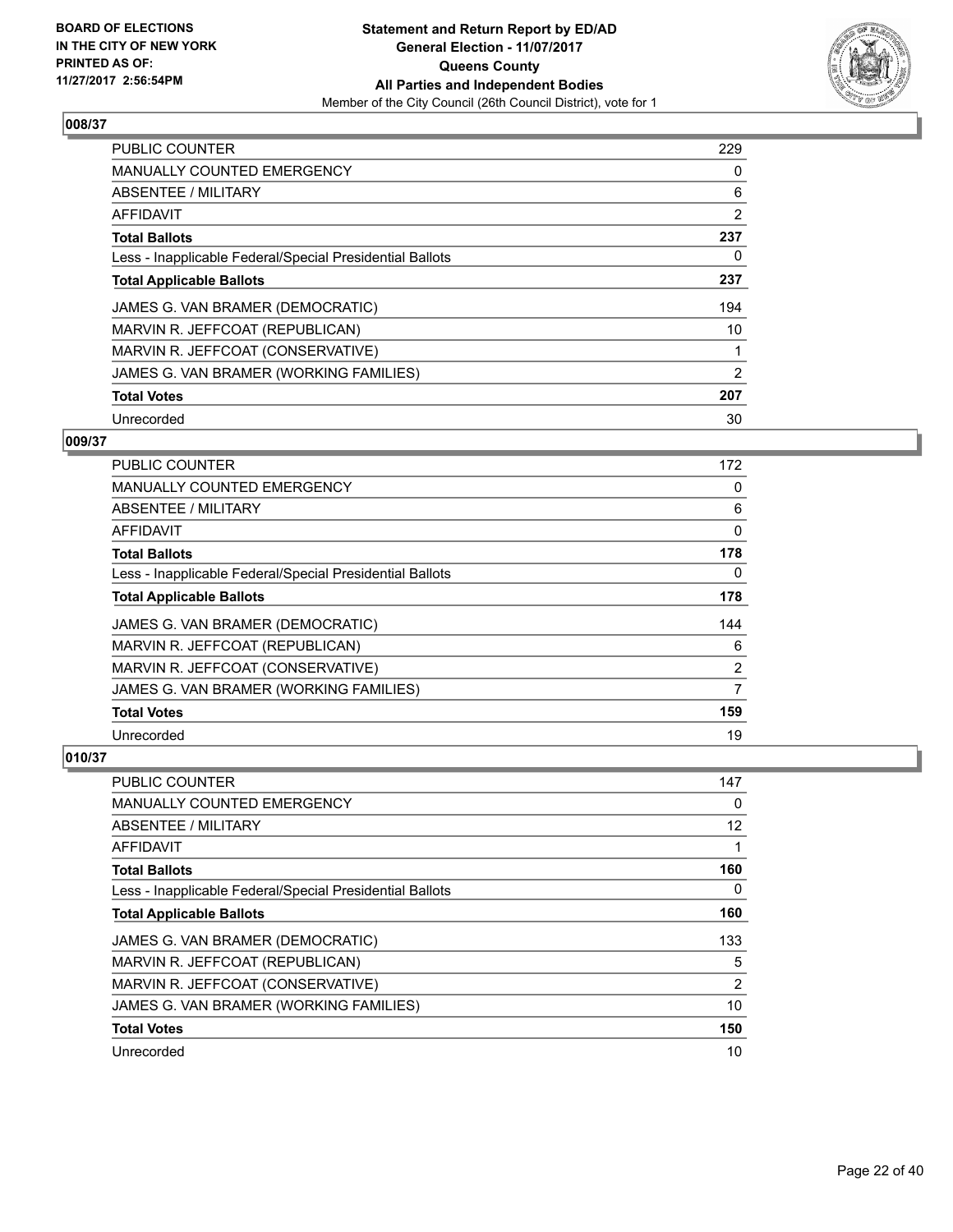**BOARD OF ELECTIONS IN THE CITY OF NEW YORK PRINTED AS OF: 11/27/2017 2:56:54PM**

**Statement and Return Report by ED/AD General Election - 11/07/2017 Queens County All Parties and Independent Bodies**
Member of the City Council (26th Council District), vote for 1

### 008/37

| | |
|---|---|
| PUBLIC COUNTER | 229 |
| MANUALLY COUNTED EMERGENCY | 0 |
| ABSENTEE / MILITARY | 6 |
| AFFIDAVIT | 2 |
| **Total Ballots** | **237** |
| Less - Inapplicable Federal/Special Presidential Ballots | 0 |
| **Total Applicable Ballots** | **237** |
| JAMES G. VAN BRAMER (DEMOCRATIC) | 194 |
| MARVIN R. JEFFCOAT (REPUBLICAN) | 10 |
| MARVIN R. JEFFCOAT (CONSERVATIVE) | 1 |
| JAMES G. VAN BRAMER (WORKING FAMILIES) | 2 |
| **Total Votes** | **207** |
| Unrecorded | 30 |

### 009/37

| | |
|---|---|
| PUBLIC COUNTER | 172 |
| MANUALLY COUNTED EMERGENCY | 0 |
| ABSENTEE / MILITARY | 6 |
| AFFIDAVIT | 0 |
| **Total Ballots** | **178** |
| Less - Inapplicable Federal/Special Presidential Ballots | 0 |
| **Total Applicable Ballots** | **178** |
| JAMES G. VAN BRAMER (DEMOCRATIC) | 144 |
| MARVIN R. JEFFCOAT (REPUBLICAN) | 6 |
| MARVIN R. JEFFCOAT (CONSERVATIVE) | 2 |
| JAMES G. VAN BRAMER (WORKING FAMILIES) | 7 |
| **Total Votes** | **159** |
| Unrecorded | 19 |

### 010/37

| | |
|---|---|
| PUBLIC COUNTER | 147 |
| MANUALLY COUNTED EMERGENCY | 0 |
| ABSENTEE / MILITARY | 12 |
| AFFIDAVIT | 1 |
| **Total Ballots** | **160** |
| Less - Inapplicable Federal/Special Presidential Ballots | 0 |
| **Total Applicable Ballots** | **160** |
| JAMES G. VAN BRAMER (DEMOCRATIC) | 133 |
| MARVIN R. JEFFCOAT (REPUBLICAN) | 5 |
| MARVIN R. JEFFCOAT (CONSERVATIVE) | 2 |
| JAMES G. VAN BRAMER (WORKING FAMILIES) | 10 |
| **Total Votes** | **150** |
| Unrecorded | 10 |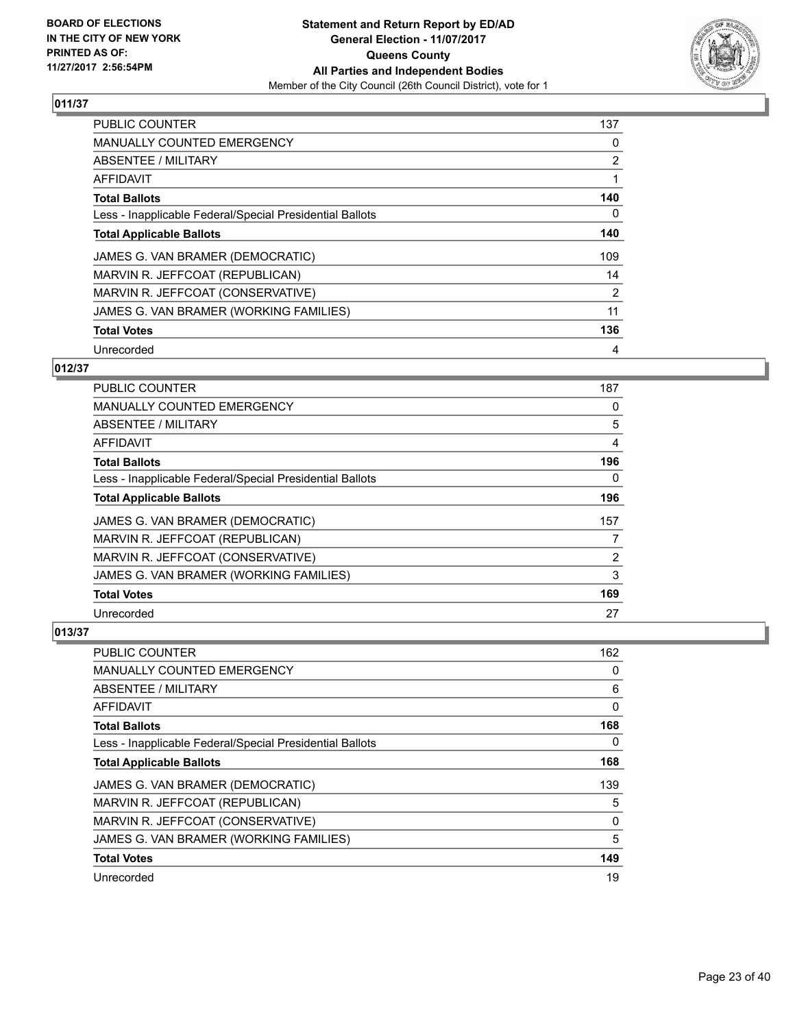**Statement and Return Report by ED/AD**
**General Election - 11/07/2017**
**Queens County**
**All Parties and Independent Bodies**
Member of the City Council (26th Council District), vote for 1

BOARD OF ELECTIONS
IN THE CITY OF NEW YORK
PRINTED AS OF:
11/27/2017 2:56:54PM

## 011/37

| | |
|---|---|
| PUBLIC COUNTER | 137 |
| MANUALLY COUNTED EMERGENCY | 0 |
| ABSENTEE / MILITARY | 2 |
| AFFIDAVIT | 1 |
| **Total Ballots** | **140** |
| Less - Inapplicable Federal/Special Presidential Ballots | 0 |
| **Total Applicable Ballots** | **140** |
| JAMES G. VAN BRAMER (DEMOCRATIC) | 109 |
| MARVIN R. JEFFCOAT (REPUBLICAN) | 14 |
| MARVIN R. JEFFCOAT (CONSERVATIVE) | 2 |
| JAMES G. VAN BRAMER (WORKING FAMILIES) | 11 |
| **Total Votes** | **136** |
| Unrecorded | 4 |

## 012/37

| | |
|---|---|
| PUBLIC COUNTER | 187 |
| MANUALLY COUNTED EMERGENCY | 0 |
| ABSENTEE / MILITARY | 5 |
| AFFIDAVIT | 4 |
| **Total Ballots** | **196** |
| Less - Inapplicable Federal/Special Presidential Ballots | 0 |
| **Total Applicable Ballots** | **196** |
| JAMES G. VAN BRAMER (DEMOCRATIC) | 157 |
| MARVIN R. JEFFCOAT (REPUBLICAN) | 7 |
| MARVIN R. JEFFCOAT (CONSERVATIVE) | 2 |
| JAMES G. VAN BRAMER (WORKING FAMILIES) | 3 |
| **Total Votes** | **169** |
| Unrecorded | 27 |

## 013/37

| | |
|---|---|
| PUBLIC COUNTER | 162 |
| MANUALLY COUNTED EMERGENCY | 0 |
| ABSENTEE / MILITARY | 6 |
| AFFIDAVIT | 0 |
| **Total Ballots** | **168** |
| Less - Inapplicable Federal/Special Presidential Ballots | 0 |
| **Total Applicable Ballots** | **168** |
| JAMES G. VAN BRAMER (DEMOCRATIC) | 139 |
| MARVIN R. JEFFCOAT (REPUBLICAN) | 5 |
| MARVIN R. JEFFCOAT (CONSERVATIVE) | 0 |
| JAMES G. VAN BRAMER (WORKING FAMILIES) | 5 |
| **Total Votes** | **149** |
| Unrecorded | 19 |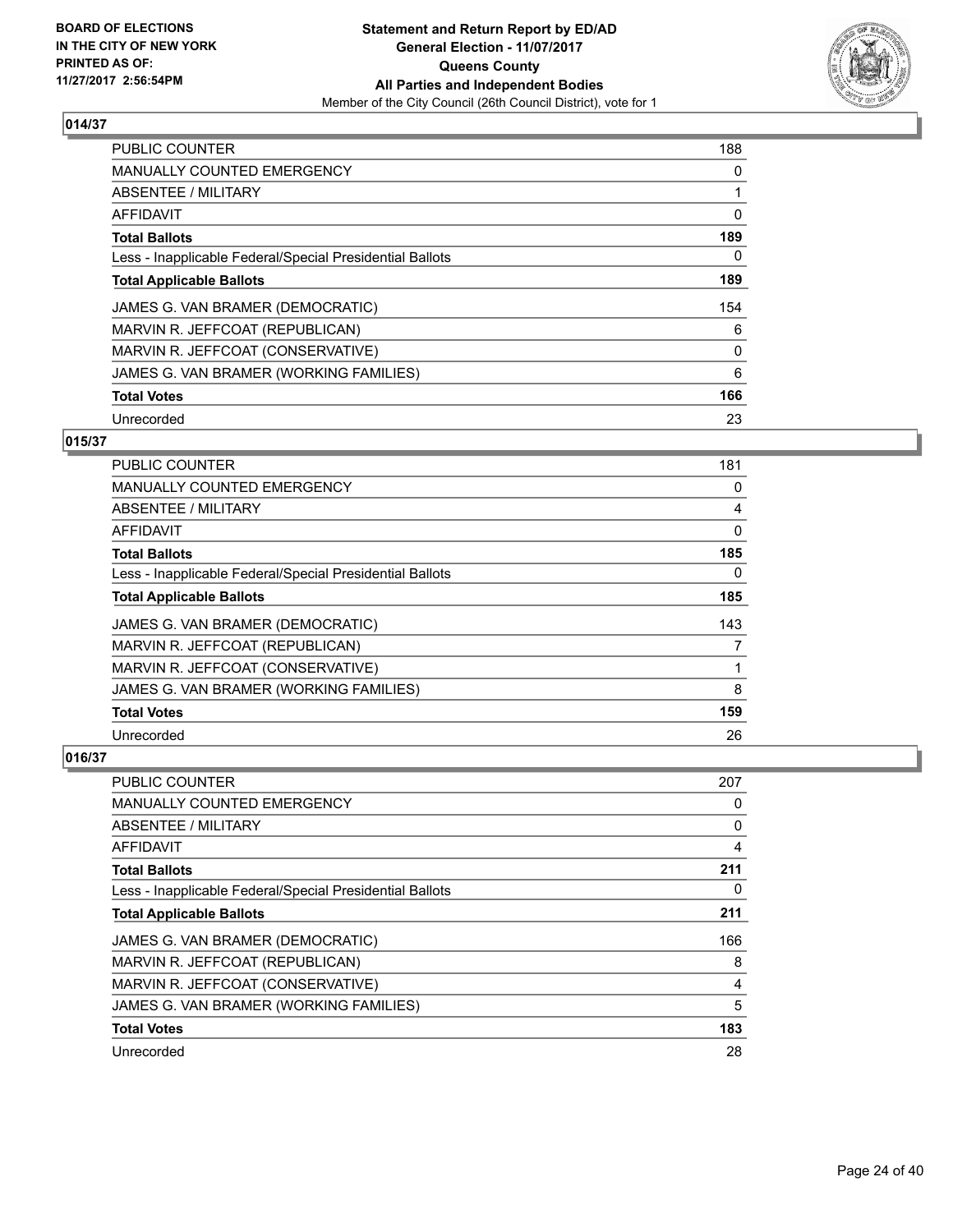**BOARD OF ELECTIONS IN THE CITY OF NEW YORK PRINTED AS OF: 11/27/2017 2:56:54PM**

**Statement and Return Report by ED/AD**
**General Election - 11/07/2017**
**Queens County**
**All Parties and Independent Bodies**
Member of the City Council (26th Council District), vote for 1

### 014/37

| | |
|---|---|
| PUBLIC COUNTER | 188 |
| MANUALLY COUNTED EMERGENCY | 0 |
| ABSENTEE / MILITARY | 1 |
| AFFIDAVIT | 0 |
| **Total Ballots** | **189** |
| Less - Inapplicable Federal/Special Presidential Ballots | 0 |
| **Total Applicable Ballots** | **189** |
| JAMES G. VAN BRAMER (DEMOCRATIC) | 154 |
| MARVIN R. JEFFCOAT (REPUBLICAN) | 6 |
| MARVIN R. JEFFCOAT (CONSERVATIVE) | 0 |
| JAMES G. VAN BRAMER (WORKING FAMILIES) | 6 |
| **Total Votes** | **166** |
| Unrecorded | 23 |

### 015/37

| | |
|---|---|
| PUBLIC COUNTER | 181 |
| MANUALLY COUNTED EMERGENCY | 0 |
| ABSENTEE / MILITARY | 4 |
| AFFIDAVIT | 0 |
| **Total Ballots** | **185** |
| Less - Inapplicable Federal/Special Presidential Ballots | 0 |
| **Total Applicable Ballots** | **185** |
| JAMES G. VAN BRAMER (DEMOCRATIC) | 143 |
| MARVIN R. JEFFCOAT (REPUBLICAN) | 7 |
| MARVIN R. JEFFCOAT (CONSERVATIVE) | 1 |
| JAMES G. VAN BRAMER (WORKING FAMILIES) | 8 |
| **Total Votes** | **159** |
| Unrecorded | 26 |

### 016/37

| | |
|---|---|
| PUBLIC COUNTER | 207 |
| MANUALLY COUNTED EMERGENCY | 0 |
| ABSENTEE / MILITARY | 0 |
| AFFIDAVIT | 4 |
| **Total Ballots** | **211** |
| Less - Inapplicable Federal/Special Presidential Ballots | 0 |
| **Total Applicable Ballots** | **211** |
| JAMES G. VAN BRAMER (DEMOCRATIC) | 166 |
| MARVIN R. JEFFCOAT (REPUBLICAN) | 8 |
| MARVIN R. JEFFCOAT (CONSERVATIVE) | 4 |
| JAMES G. VAN BRAMER (WORKING FAMILIES) | 5 |
| **Total Votes** | **183** |
| Unrecorded | 28 |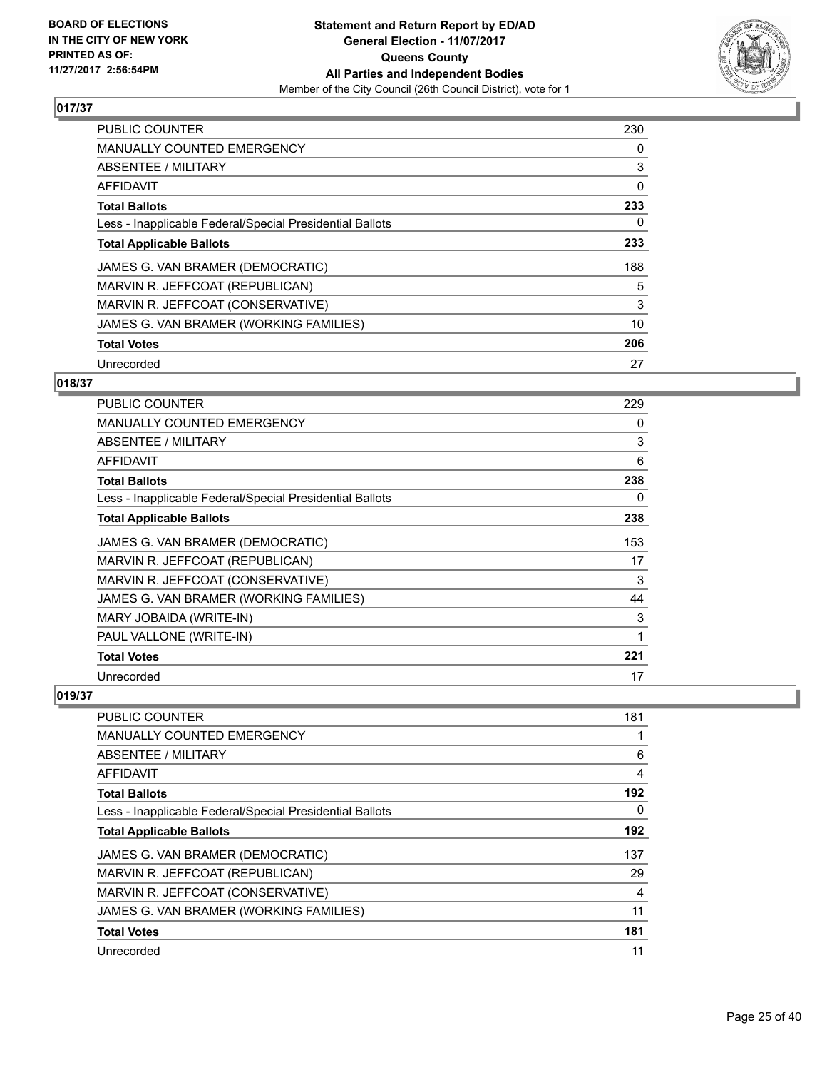BOARD OF ELECTIONS
IN THE CITY OF NEW YORK
PRINTED AS OF:
11/27/2017 2:56:54PM

**Statement and Return Report by ED/AD**
**General Election - 11/07/2017**
**Queens County**
**All Parties and Independent Bodies**
Member of the City Council (26th Council District), vote for 1

### 017/37

| | |
|---|---|
| PUBLIC COUNTER | 230 |
| MANUALLY COUNTED EMERGENCY | 0 |
| ABSENTEE / MILITARY | 3 |
| AFFIDAVIT | 0 |
| **Total Ballots** | **233** |
| Less - Inapplicable Federal/Special Presidential Ballots | 0 |
| **Total Applicable Ballots** | **233** |
| JAMES G. VAN BRAMER (DEMOCRATIC) | 188 |
| MARVIN R. JEFFCOAT (REPUBLICAN) | 5 |
| MARVIN R. JEFFCOAT (CONSERVATIVE) | 3 |
| JAMES G. VAN BRAMER (WORKING FAMILIES) | 10 |
| **Total Votes** | **206** |
| Unrecorded | 27 |

### 018/37

| | |
|---|---|
| PUBLIC COUNTER | 229 |
| MANUALLY COUNTED EMERGENCY | 0 |
| ABSENTEE / MILITARY | 3 |
| AFFIDAVIT | 6 |
| **Total Ballots** | **238** |
| Less - Inapplicable Federal/Special Presidential Ballots | 0 |
| **Total Applicable Ballots** | **238** |
| JAMES G. VAN BRAMER (DEMOCRATIC) | 153 |
| MARVIN R. JEFFCOAT (REPUBLICAN) | 17 |
| MARVIN R. JEFFCOAT (CONSERVATIVE) | 3 |
| JAMES G. VAN BRAMER (WORKING FAMILIES) | 44 |
| MARY JOBAIDA (WRITE-IN) | 3 |
| PAUL VALLONE (WRITE-IN) | 1 |
| **Total Votes** | **221** |
| Unrecorded | 17 |

### 019/37

| | |
|---|---|
| PUBLIC COUNTER | 181 |
| MANUALLY COUNTED EMERGENCY | 1 |
| ABSENTEE / MILITARY | 6 |
| AFFIDAVIT | 4 |
| **Total Ballots** | **192** |
| Less - Inapplicable Federal/Special Presidential Ballots | 0 |
| **Total Applicable Ballots** | **192** |
| JAMES G. VAN BRAMER (DEMOCRATIC) | 137 |
| MARVIN R. JEFFCOAT (REPUBLICAN) | 29 |
| MARVIN R. JEFFCOAT (CONSERVATIVE) | 4 |
| JAMES G. VAN BRAMER (WORKING FAMILIES) | 11 |
| **Total Votes** | **181** |
| Unrecorded | 11 |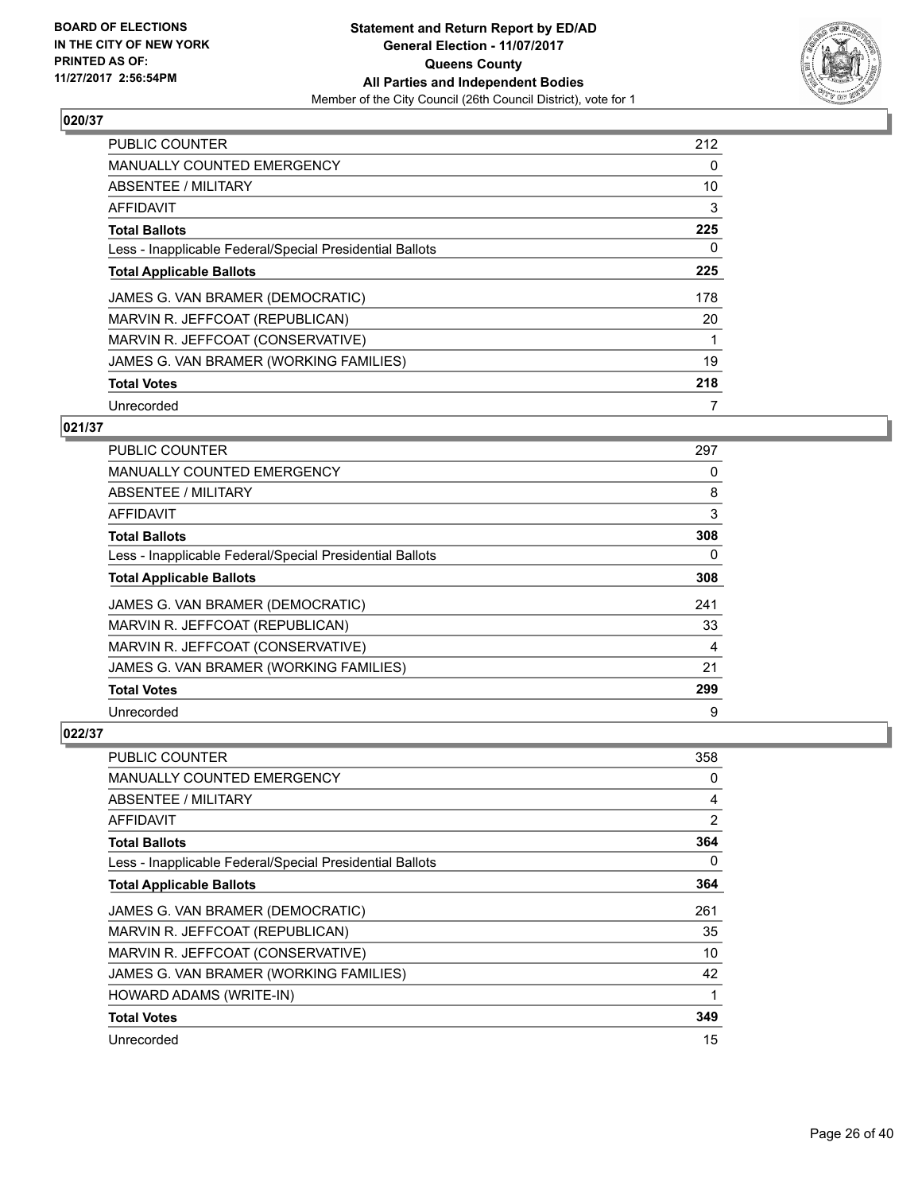BOARD OF ELECTIONS
IN THE CITY OF NEW YORK
PRINTED AS OF:
11/27/2017 2:56:54PM

**Statement and Return Report by ED/AD**
**General Election - 11/07/2017**
**Queens County**
**All Parties and Independent Bodies**
Member of the City Council (26th Council District), vote for 1

### 020/37

| | |
|---|---|
| PUBLIC COUNTER | 212 |
| MANUALLY COUNTED EMERGENCY | 0 |
| ABSENTEE / MILITARY | 10 |
| AFFIDAVIT | 3 |
| **Total Ballots** | **225** |
| Less - Inapplicable Federal/Special Presidential Ballots | 0 |
| **Total Applicable Ballots** | **225** |
| JAMES G. VAN BRAMER (DEMOCRATIC) | 178 |
| MARVIN R. JEFFCOAT (REPUBLICAN) | 20 |
| MARVIN R. JEFFCOAT (CONSERVATIVE) | 1 |
| JAMES G. VAN BRAMER (WORKING FAMILIES) | 19 |
| **Total Votes** | **218** |
| Unrecorded | 7 |

### 021/37

| | |
|---|---|
| PUBLIC COUNTER | 297 |
| MANUALLY COUNTED EMERGENCY | 0 |
| ABSENTEE / MILITARY | 8 |
| AFFIDAVIT | 3 |
| **Total Ballots** | **308** |
| Less - Inapplicable Federal/Special Presidential Ballots | 0 |
| **Total Applicable Ballots** | **308** |
| JAMES G. VAN BRAMER (DEMOCRATIC) | 241 |
| MARVIN R. JEFFCOAT (REPUBLICAN) | 33 |
| MARVIN R. JEFFCOAT (CONSERVATIVE) | 4 |
| JAMES G. VAN BRAMER (WORKING FAMILIES) | 21 |
| **Total Votes** | **299** |
| Unrecorded | 9 |

### 022/37

| | |
|---|---|
| PUBLIC COUNTER | 358 |
| MANUALLY COUNTED EMERGENCY | 0 |
| ABSENTEE / MILITARY | 4 |
| AFFIDAVIT | 2 |
| **Total Ballots** | **364** |
| Less - Inapplicable Federal/Special Presidential Ballots | 0 |
| **Total Applicable Ballots** | **364** |
| JAMES G. VAN BRAMER (DEMOCRATIC) | 261 |
| MARVIN R. JEFFCOAT (REPUBLICAN) | 35 |
| MARVIN R. JEFFCOAT (CONSERVATIVE) | 10 |
| JAMES G. VAN BRAMER (WORKING FAMILIES) | 42 |
| HOWARD ADAMS (WRITE-IN) | 1 |
| **Total Votes** | **349** |
| Unrecorded | 15 |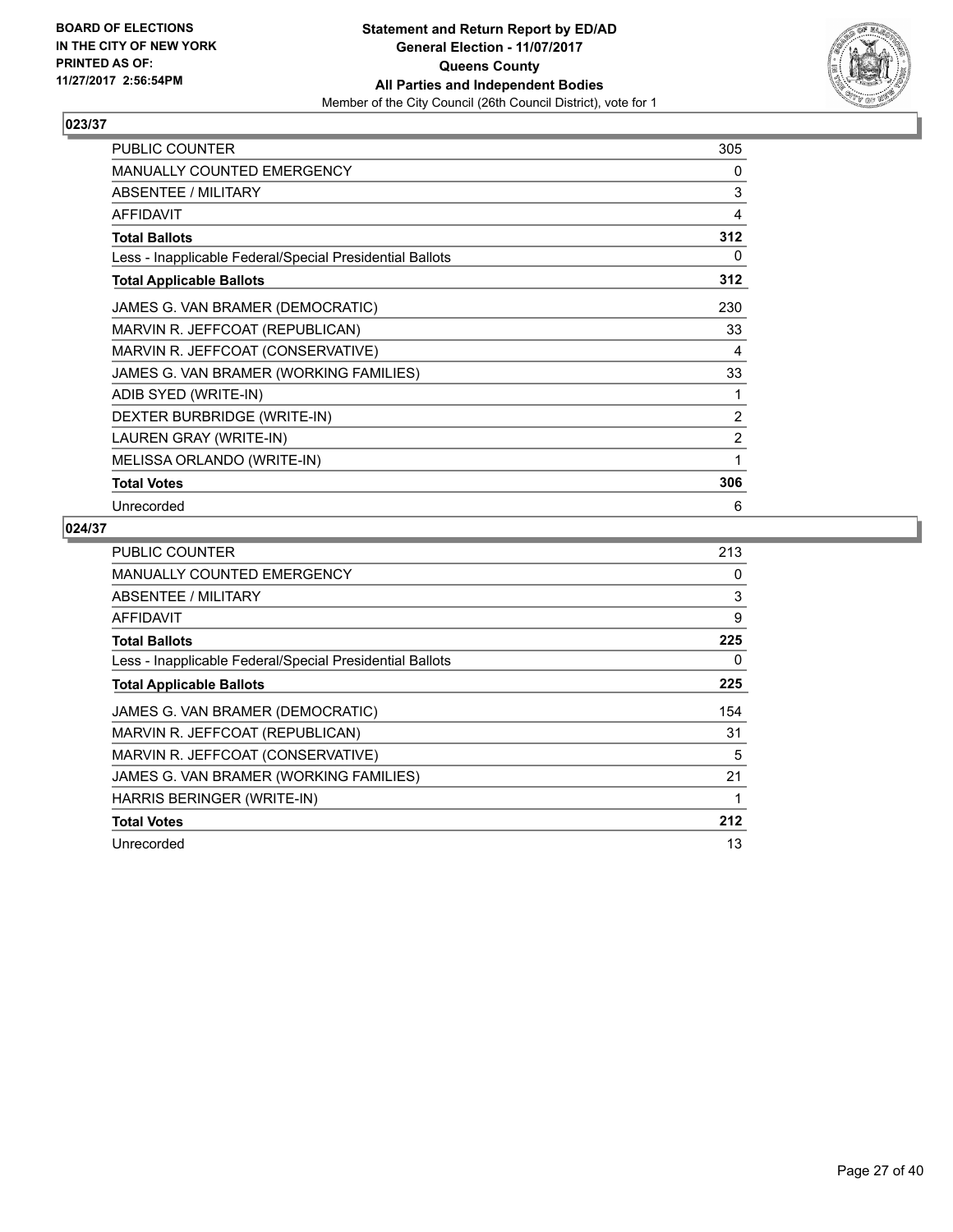BOARD OF ELECTIONS
IN THE CITY OF NEW YORK
PRINTED AS OF:
11/27/2017 2:56:54PM

**Statement and Return Report by ED/AD**
**General Election - 11/07/2017**
**Queens County**
**All Parties and Independent Bodies**
Member of the City Council (26th Council District), vote for 1

## 023/37

| | |
|---|---|
| PUBLIC COUNTER | 305 |
| MANUALLY COUNTED EMERGENCY | 0 |
| ABSENTEE / MILITARY | 3 |
| AFFIDAVIT | 4 |
| **Total Ballots** | **312** |
| Less - Inapplicable Federal/Special Presidential Ballots | 0 |
| **Total Applicable Ballots** | **312** |
| JAMES G. VAN BRAMER (DEMOCRATIC) | 230 |
| MARVIN R. JEFFCOAT (REPUBLICAN) | 33 |
| MARVIN R. JEFFCOAT (CONSERVATIVE) | 4 |
| JAMES G. VAN BRAMER (WORKING FAMILIES) | 33 |
| ADIB SYED (WRITE-IN) | 1 |
| DEXTER BURBRIDGE (WRITE-IN) | 2 |
| LAUREN GRAY (WRITE-IN) | 2 |
| MELISSA ORLANDO (WRITE-IN) | 1 |
| **Total Votes** | **306** |
| Unrecorded | 6 |

## 024/37

| | |
|---|---|
| PUBLIC COUNTER | 213 |
| MANUALLY COUNTED EMERGENCY | 0 |
| ABSENTEE / MILITARY | 3 |
| AFFIDAVIT | 9 |
| **Total Ballots** | **225** |
| Less - Inapplicable Federal/Special Presidential Ballots | 0 |
| **Total Applicable Ballots** | **225** |
| JAMES G. VAN BRAMER (DEMOCRATIC) | 154 |
| MARVIN R. JEFFCOAT (REPUBLICAN) | 31 |
| MARVIN R. JEFFCOAT (CONSERVATIVE) | 5 |
| JAMES G. VAN BRAMER (WORKING FAMILIES) | 21 |
| HARRIS BERINGER (WRITE-IN) | 1 |
| **Total Votes** | **212** |
| Unrecorded | 13 |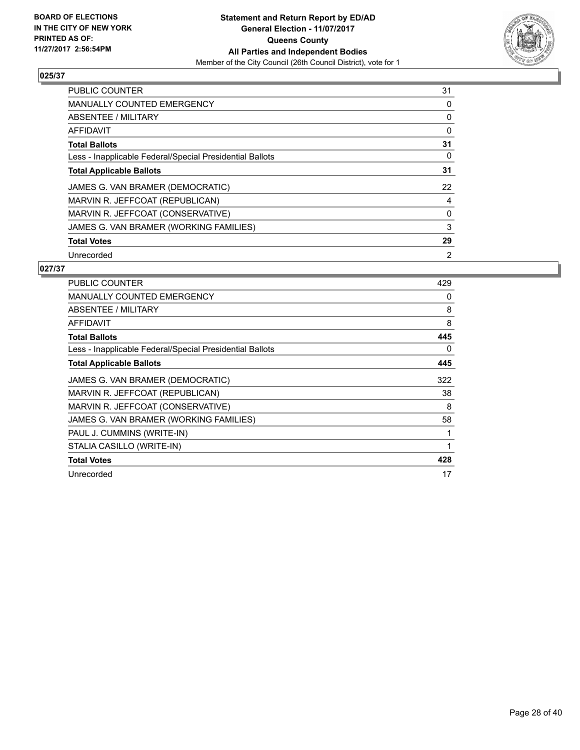BOARD OF ELECTIONS
IN THE CITY OF NEW YORK
PRINTED AS OF:
11/27/2017 2:56:54PM

**Statement and Return Report by ED/AD**
**General Election - 11/07/2017**
**Queens County**
**All Parties and Independent Bodies**
Member of the City Council (26th Council District), vote for 1

## 025/37

| | |
|---|---|
| PUBLIC COUNTER | 31 |
| MANUALLY COUNTED EMERGENCY | 0 |
| ABSENTEE / MILITARY | 0 |
| AFFIDAVIT | 0 |
| **Total Ballots** | **31** |
| Less - Inapplicable Federal/Special Presidential Ballots | 0 |
| **Total Applicable Ballots** | **31** |
| JAMES G. VAN BRAMER (DEMOCRATIC) | 22 |
| MARVIN R. JEFFCOAT (REPUBLICAN) | 4 |
| MARVIN R. JEFFCOAT (CONSERVATIVE) | 0 |
| JAMES G. VAN BRAMER (WORKING FAMILIES) | 3 |
| **Total Votes** | **29** |
| Unrecorded | 2 |

## 027/37

| | |
|---|---|
| PUBLIC COUNTER | 429 |
| MANUALLY COUNTED EMERGENCY | 0 |
| ABSENTEE / MILITARY | 8 |
| AFFIDAVIT | 8 |
| **Total Ballots** | **445** |
| Less - Inapplicable Federal/Special Presidential Ballots | 0 |
| **Total Applicable Ballots** | **445** |
| JAMES G. VAN BRAMER (DEMOCRATIC) | 322 |
| MARVIN R. JEFFCOAT (REPUBLICAN) | 38 |
| MARVIN R. JEFFCOAT (CONSERVATIVE) | 8 |
| JAMES G. VAN BRAMER (WORKING FAMILIES) | 58 |
| PAUL J. CUMMINS (WRITE-IN) | 1 |
| STALIA CASILLO (WRITE-IN) | 1 |
| **Total Votes** | **428** |
| Unrecorded | 17 |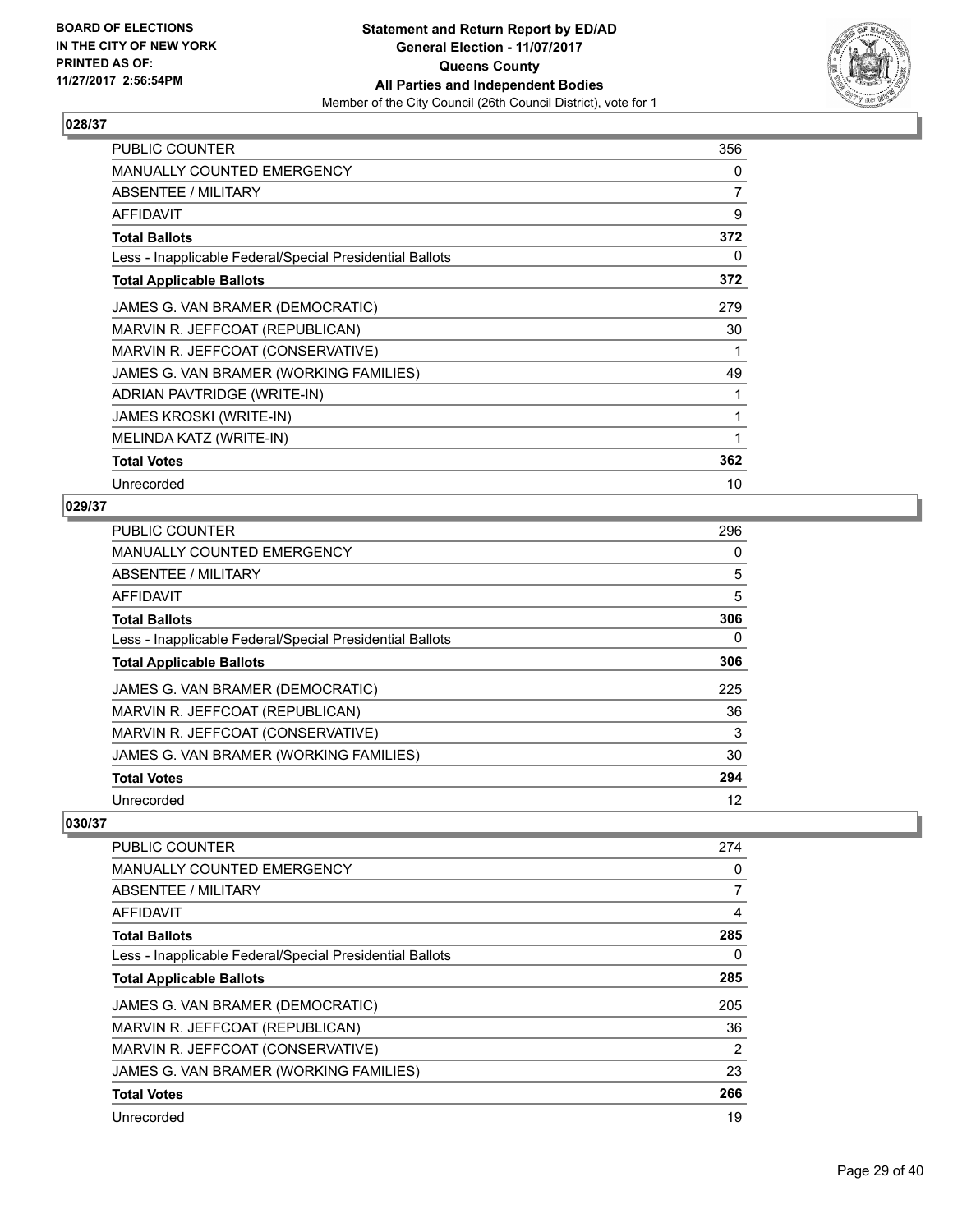## 028/37

| | |
|---|---|
| PUBLIC COUNTER | 356 |
| MANUALLY COUNTED EMERGENCY | 0 |
| ABSENTEE / MILITARY | 7 |
| AFFIDAVIT | 9 |
| **Total Ballots** | **372** |
| Less - Inapplicable Federal/Special Presidential Ballots | 0 |
| **Total Applicable Ballots** | **372** |
| JAMES G. VAN BRAMER (DEMOCRATIC) | 279 |
| MARVIN R. JEFFCOAT (REPUBLICAN) | 30 |
| MARVIN R. JEFFCOAT (CONSERVATIVE) | 1 |
| JAMES G. VAN BRAMER (WORKING FAMILIES) | 49 |
| ADRIAN PAVTRIDGE (WRITE-IN) | 1 |
| JAMES KROSKI (WRITE-IN) | 1 |
| MELINDA KATZ (WRITE-IN) | 1 |
| **Total Votes** | **362** |
| Unrecorded | 10 |

## 029/37

| | |
|---|---|
| PUBLIC COUNTER | 296 |
| MANUALLY COUNTED EMERGENCY | 0 |
| ABSENTEE / MILITARY | 5 |
| AFFIDAVIT | 5 |
| **Total Ballots** | **306** |
| Less - Inapplicable Federal/Special Presidential Ballots | 0 |
| **Total Applicable Ballots** | **306** |
| JAMES G. VAN BRAMER (DEMOCRATIC) | 225 |
| MARVIN R. JEFFCOAT (REPUBLICAN) | 36 |
| MARVIN R. JEFFCOAT (CONSERVATIVE) | 3 |
| JAMES G. VAN BRAMER (WORKING FAMILIES) | 30 |
| **Total Votes** | **294** |
| Unrecorded | 12 |

## 030/37

| | |
|---|---|
| PUBLIC COUNTER | 274 |
| MANUALLY COUNTED EMERGENCY | 0 |
| ABSENTEE / MILITARY | 7 |
| AFFIDAVIT | 4 |
| **Total Ballots** | **285** |
| Less - Inapplicable Federal/Special Presidential Ballots | 0 |
| **Total Applicable Ballots** | **285** |
| JAMES G. VAN BRAMER (DEMOCRATIC) | 205 |
| MARVIN R. JEFFCOAT (REPUBLICAN) | 36 |
| MARVIN R. JEFFCOAT (CONSERVATIVE) | 2 |
| JAMES G. VAN BRAMER (WORKING FAMILIES) | 23 |
| **Total Votes** | **266** |
| Unrecorded | 19 |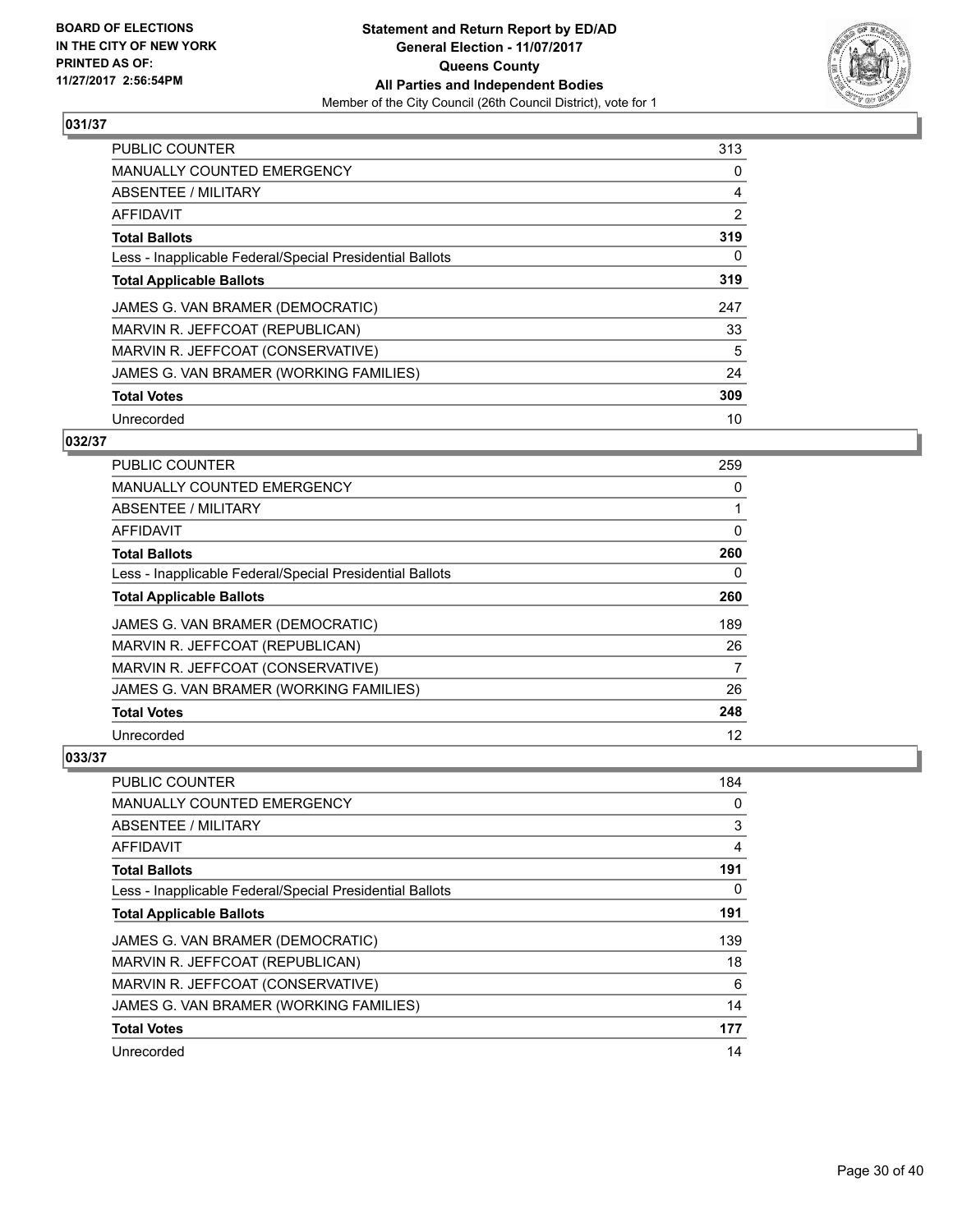**BOARD OF ELECTIONS IN THE CITY OF NEW YORK PRINTED AS OF: 11/27/2017 2:56:54PM**

**Statement and Return Report by ED/AD General Election - 11/07/2017 Queens County All Parties and Independent Bodies**

Member of the City Council (26th Council District), vote for 1

## 031/37

| | |
|---|---|
| PUBLIC COUNTER | 313 |
| MANUALLY COUNTED EMERGENCY | 0 |
| ABSENTEE / MILITARY | 4 |
| AFFIDAVIT | 2 |
| **Total Ballots** | **319** |
| Less - Inapplicable Federal/Special Presidential Ballots | 0 |
| **Total Applicable Ballots** | **319** |
| JAMES G. VAN BRAMER (DEMOCRATIC) | 247 |
| MARVIN R. JEFFCOAT (REPUBLICAN) | 33 |
| MARVIN R. JEFFCOAT (CONSERVATIVE) | 5 |
| JAMES G. VAN BRAMER (WORKING FAMILIES) | 24 |
| **Total Votes** | **309** |
| Unrecorded | 10 |

## 032/37

| | |
|---|---|
| PUBLIC COUNTER | 259 |
| MANUALLY COUNTED EMERGENCY | 0 |
| ABSENTEE / MILITARY | 1 |
| AFFIDAVIT | 0 |
| **Total Ballots** | **260** |
| Less - Inapplicable Federal/Special Presidential Ballots | 0 |
| **Total Applicable Ballots** | **260** |
| JAMES G. VAN BRAMER (DEMOCRATIC) | 189 |
| MARVIN R. JEFFCOAT (REPUBLICAN) | 26 |
| MARVIN R. JEFFCOAT (CONSERVATIVE) | 7 |
| JAMES G. VAN BRAMER (WORKING FAMILIES) | 26 |
| **Total Votes** | **248** |
| Unrecorded | 12 |

## 033/37

| | |
|---|---|
| PUBLIC COUNTER | 184 |
| MANUALLY COUNTED EMERGENCY | 0 |
| ABSENTEE / MILITARY | 3 |
| AFFIDAVIT | 4 |
| **Total Ballots** | **191** |
| Less - Inapplicable Federal/Special Presidential Ballots | 0 |
| **Total Applicable Ballots** | **191** |
| JAMES G. VAN BRAMER (DEMOCRATIC) | 139 |
| MARVIN R. JEFFCOAT (REPUBLICAN) | 18 |
| MARVIN R. JEFFCOAT (CONSERVATIVE) | 6 |
| JAMES G. VAN BRAMER (WORKING FAMILIES) | 14 |
| **Total Votes** | **177** |
| Unrecorded | 14 |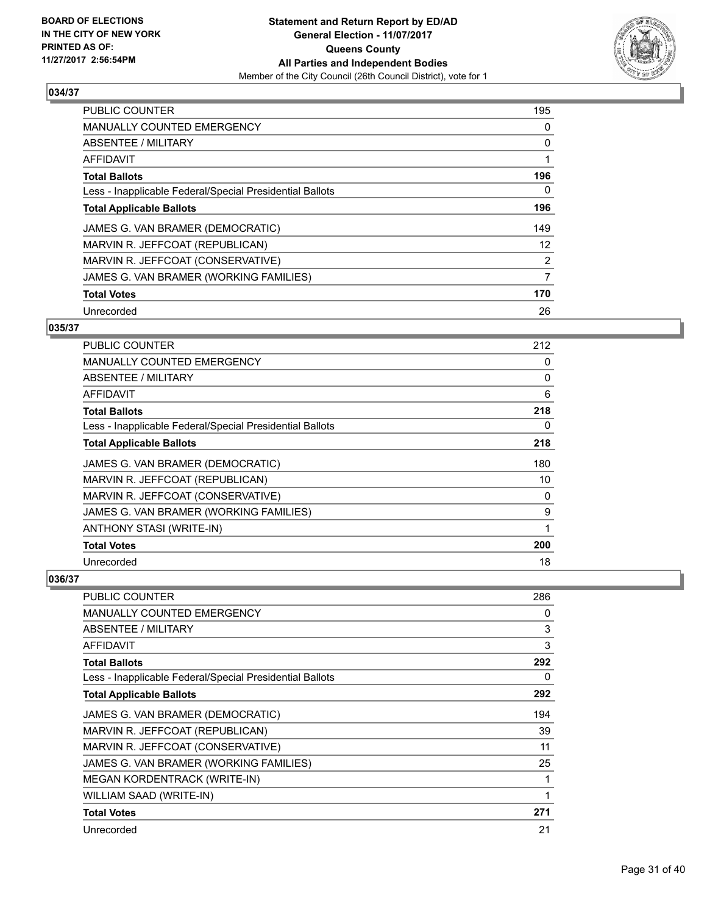**BOARD OF ELECTIONS IN THE CITY OF NEW YORK PRINTED AS OF: 11/27/2017 2:56:54PM**

**Statement and Return Report by ED/AD**
**General Election - 11/07/2017**
**Queens County**
**All Parties and Independent Bodies**
Member of the City Council (26th Council District), vote for 1

### 034/37

| | |
|---|---|
| PUBLIC COUNTER | 195 |
| MANUALLY COUNTED EMERGENCY | 0 |
| ABSENTEE / MILITARY | 0 |
| AFFIDAVIT | 1 |
| **Total Ballots** | **196** |
| Less - Inapplicable Federal/Special Presidential Ballots | 0 |
| **Total Applicable Ballots** | **196** |
| JAMES G. VAN BRAMER (DEMOCRATIC) | 149 |
| MARVIN R. JEFFCOAT (REPUBLICAN) | 12 |
| MARVIN R. JEFFCOAT (CONSERVATIVE) | 2 |
| JAMES G. VAN BRAMER (WORKING FAMILIES) | 7 |
| **Total Votes** | **170** |
| Unrecorded | 26 |

### 035/37

| | |
|---|---|
| PUBLIC COUNTER | 212 |
| MANUALLY COUNTED EMERGENCY | 0 |
| ABSENTEE / MILITARY | 0 |
| AFFIDAVIT | 6 |
| **Total Ballots** | **218** |
| Less - Inapplicable Federal/Special Presidential Ballots | 0 |
| **Total Applicable Ballots** | **218** |
| JAMES G. VAN BRAMER (DEMOCRATIC) | 180 |
| MARVIN R. JEFFCOAT (REPUBLICAN) | 10 |
| MARVIN R. JEFFCOAT (CONSERVATIVE) | 0 |
| JAMES G. VAN BRAMER (WORKING FAMILIES) | 9 |
| ANTHONY STASI (WRITE-IN) | 1 |
| **Total Votes** | **200** |
| Unrecorded | 18 |

### 036/37

| | |
|---|---|
| PUBLIC COUNTER | 286 |
| MANUALLY COUNTED EMERGENCY | 0 |
| ABSENTEE / MILITARY | 3 |
| AFFIDAVIT | 3 |
| **Total Ballots** | **292** |
| Less - Inapplicable Federal/Special Presidential Ballots | 0 |
| **Total Applicable Ballots** | **292** |
| JAMES G. VAN BRAMER (DEMOCRATIC) | 194 |
| MARVIN R. JEFFCOAT (REPUBLICAN) | 39 |
| MARVIN R. JEFFCOAT (CONSERVATIVE) | 11 |
| JAMES G. VAN BRAMER (WORKING FAMILIES) | 25 |
| MEGAN KORDENTRACK (WRITE-IN) | 1 |
| WILLIAM SAAD (WRITE-IN) | 1 |
| **Total Votes** | **271** |
| Unrecorded | 21 |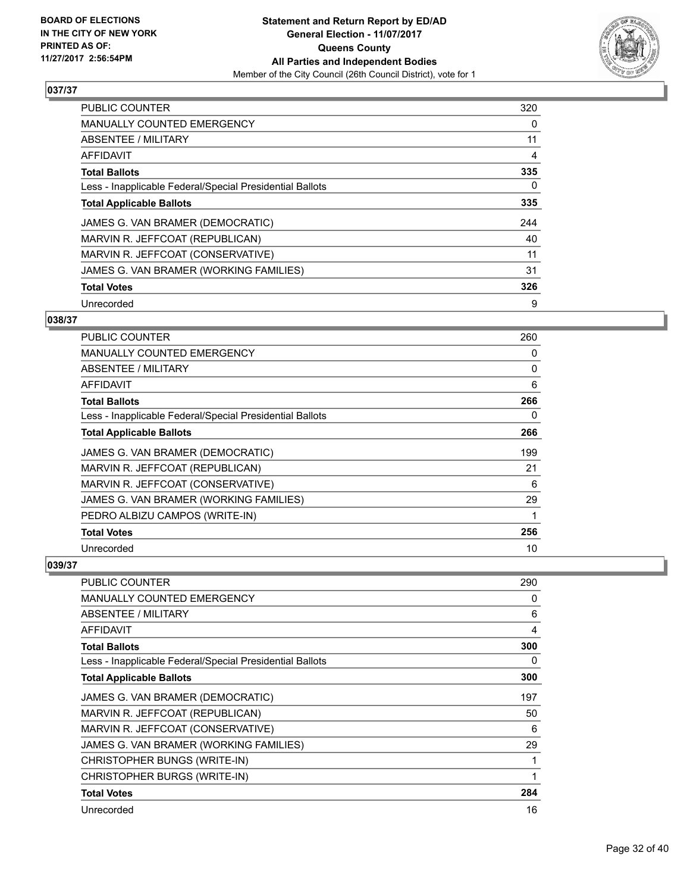BOARD OF ELECTIONS IN THE CITY OF NEW YORK PRINTED AS OF: 11/27/2017 2:56:54PM

**Statement and Return Report by ED/AD**
**General Election - 11/07/2017**
**Queens County**
**All Parties and Independent Bodies**
Member of the City Council (26th Council District), vote for 1

### 037/37

| | |
|---|---|
| PUBLIC COUNTER | 320 |
| MANUALLY COUNTED EMERGENCY | 0 |
| ABSENTEE / MILITARY | 11 |
| AFFIDAVIT | 4 |
| **Total Ballots** | **335** |
| Less - Inapplicable Federal/Special Presidential Ballots | 0 |
| **Total Applicable Ballots** | **335** |
| JAMES G. VAN BRAMER (DEMOCRATIC) | 244 |
| MARVIN R. JEFFCOAT (REPUBLICAN) | 40 |
| MARVIN R. JEFFCOAT (CONSERVATIVE) | 11 |
| JAMES G. VAN BRAMER (WORKING FAMILIES) | 31 |
| **Total Votes** | **326** |
| Unrecorded | 9 |

### 038/37

| | |
|---|---|
| PUBLIC COUNTER | 260 |
| MANUALLY COUNTED EMERGENCY | 0 |
| ABSENTEE / MILITARY | 0 |
| AFFIDAVIT | 6 |
| **Total Ballots** | **266** |
| Less - Inapplicable Federal/Special Presidential Ballots | 0 |
| **Total Applicable Ballots** | **266** |
| JAMES G. VAN BRAMER (DEMOCRATIC) | 199 |
| MARVIN R. JEFFCOAT (REPUBLICAN) | 21 |
| MARVIN R. JEFFCOAT (CONSERVATIVE) | 6 |
| JAMES G. VAN BRAMER (WORKING FAMILIES) | 29 |
| PEDRO ALBIZU CAMPOS (WRITE-IN) | 1 |
| **Total Votes** | **256** |
| Unrecorded | 10 |

### 039/37

| | |
|---|---|
| PUBLIC COUNTER | 290 |
| MANUALLY COUNTED EMERGENCY | 0 |
| ABSENTEE / MILITARY | 6 |
| AFFIDAVIT | 4 |
| **Total Ballots** | **300** |
| Less - Inapplicable Federal/Special Presidential Ballots | 0 |
| **Total Applicable Ballots** | **300** |
| JAMES G. VAN BRAMER (DEMOCRATIC) | 197 |
| MARVIN R. JEFFCOAT (REPUBLICAN) | 50 |
| MARVIN R. JEFFCOAT (CONSERVATIVE) | 6 |
| JAMES G. VAN BRAMER (WORKING FAMILIES) | 29 |
| CHRISTOPHER BUNGS (WRITE-IN) | 1 |
| CHRISTOPHER BURGS (WRITE-IN) | 1 |
| **Total Votes** | **284** |
| Unrecorded | 16 |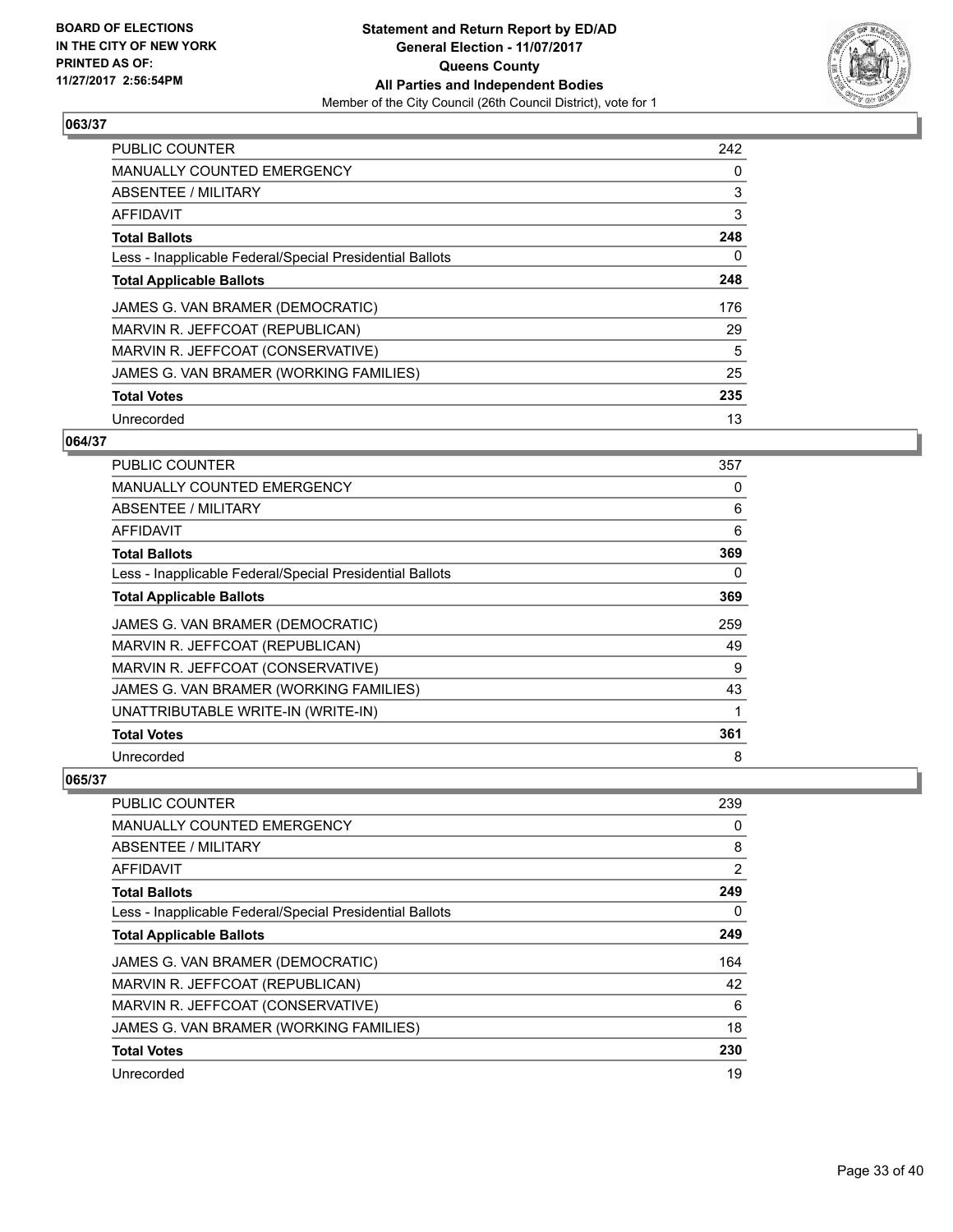**BOARD OF ELECTIONS IN THE CITY OF NEW YORK PRINTED AS OF: 11/27/2017 2:56:54PM**

**Statement and Return Report by ED/AD General Election - 11/07/2017 Queens County All Parties and Independent Bodies**

Member of the City Council (26th Council District), vote for 1

## 063/37

| | |
|---|---|
| PUBLIC COUNTER | 242 |
| MANUALLY COUNTED EMERGENCY | 0 |
| ABSENTEE / MILITARY | 3 |
| AFFIDAVIT | 3 |
| **Total Ballots** | **248** |
| Less - Inapplicable Federal/Special Presidential Ballots | 0 |
| **Total Applicable Ballots** | **248** |
| JAMES G. VAN BRAMER (DEMOCRATIC) | 176 |
| MARVIN R. JEFFCOAT (REPUBLICAN) | 29 |
| MARVIN R. JEFFCOAT (CONSERVATIVE) | 5 |
| JAMES G. VAN BRAMER (WORKING FAMILIES) | 25 |
| **Total Votes** | **235** |
| Unrecorded | 13 |

## 064/37

| | |
|---|---|
| PUBLIC COUNTER | 357 |
| MANUALLY COUNTED EMERGENCY | 0 |
| ABSENTEE / MILITARY | 6 |
| AFFIDAVIT | 6 |
| **Total Ballots** | **369** |
| Less - Inapplicable Federal/Special Presidential Ballots | 0 |
| **Total Applicable Ballots** | **369** |
| JAMES G. VAN BRAMER (DEMOCRATIC) | 259 |
| MARVIN R. JEFFCOAT (REPUBLICAN) | 49 |
| MARVIN R. JEFFCOAT (CONSERVATIVE) | 9 |
| JAMES G. VAN BRAMER (WORKING FAMILIES) | 43 |
| UNATTRIBUTABLE WRITE-IN (WRITE-IN) | 1 |
| **Total Votes** | **361** |
| Unrecorded | 8 |

## 065/37

| | |
|---|---|
| PUBLIC COUNTER | 239 |
| MANUALLY COUNTED EMERGENCY | 0 |
| ABSENTEE / MILITARY | 8 |
| AFFIDAVIT | 2 |
| **Total Ballots** | **249** |
| Less - Inapplicable Federal/Special Presidential Ballots | 0 |
| **Total Applicable Ballots** | **249** |
| JAMES G. VAN BRAMER (DEMOCRATIC) | 164 |
| MARVIN R. JEFFCOAT (REPUBLICAN) | 42 |
| MARVIN R. JEFFCOAT (CONSERVATIVE) | 6 |
| JAMES G. VAN BRAMER (WORKING FAMILIES) | 18 |
| **Total Votes** | **230** |
| Unrecorded | 19 |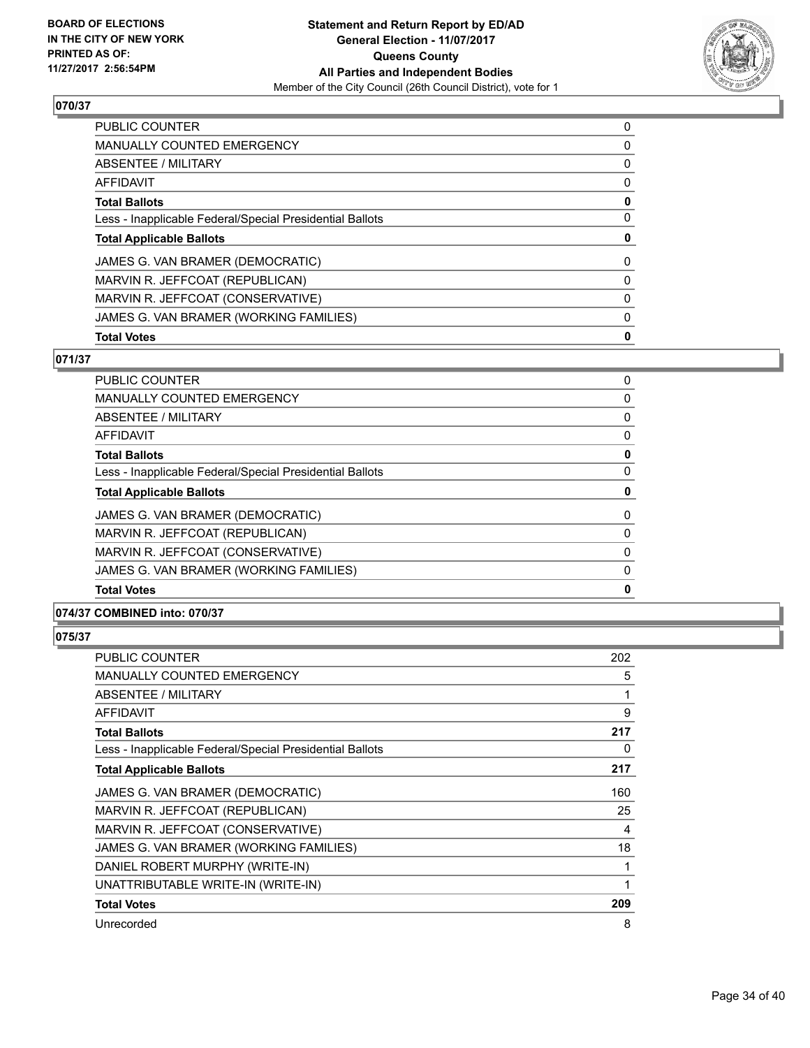## 070/37

| | |
|---|---|
| PUBLIC COUNTER | 0 |
| MANUALLY COUNTED EMERGENCY | 0 |
| ABSENTEE / MILITARY | 0 |
| AFFIDAVIT | 0 |
| **Total Ballots** | **0** |
| Less - Inapplicable Federal/Special Presidential Ballots | 0 |
| **Total Applicable Ballots** | **0** |
| JAMES G. VAN BRAMER (DEMOCRATIC) | 0 |
| MARVIN R. JEFFCOAT (REPUBLICAN) | 0 |
| MARVIN R. JEFFCOAT (CONSERVATIVE) | 0 |
| JAMES G. VAN BRAMER (WORKING FAMILIES) | 0 |
| **Total Votes** | **0** |

## 071/37

| | |
|---|---|
| PUBLIC COUNTER | 0 |
| MANUALLY COUNTED EMERGENCY | 0 |
| ABSENTEE / MILITARY | 0 |
| AFFIDAVIT | 0 |
| **Total Ballots** | **0** |
| Less - Inapplicable Federal/Special Presidential Ballots | 0 |
| **Total Applicable Ballots** | **0** |
| JAMES G. VAN BRAMER (DEMOCRATIC) | 0 |
| MARVIN R. JEFFCOAT (REPUBLICAN) | 0 |
| MARVIN R. JEFFCOAT (CONSERVATIVE) | 0 |
| JAMES G. VAN BRAMER (WORKING FAMILIES) | 0 |
| **Total Votes** | **0** |

## 074/37 COMBINED into: 070/37

## 075/37

| | |
|---|---|
| PUBLIC COUNTER | 202 |
| MANUALLY COUNTED EMERGENCY | 5 |
| ABSENTEE / MILITARY | 1 |
| AFFIDAVIT | 9 |
| **Total Ballots** | **217** |
| Less - Inapplicable Federal/Special Presidential Ballots | 0 |
| **Total Applicable Ballots** | **217** |
| JAMES G. VAN BRAMER (DEMOCRATIC) | 160 |
| MARVIN R. JEFFCOAT (REPUBLICAN) | 25 |
| MARVIN R. JEFFCOAT (CONSERVATIVE) | 4 |
| JAMES G. VAN BRAMER (WORKING FAMILIES) | 18 |
| DANIEL ROBERT MURPHY (WRITE-IN) | 1 |
| UNATTRIBUTABLE WRITE-IN (WRITE-IN) | 1 |
| **Total Votes** | **209** |
| Unrecorded | 8 |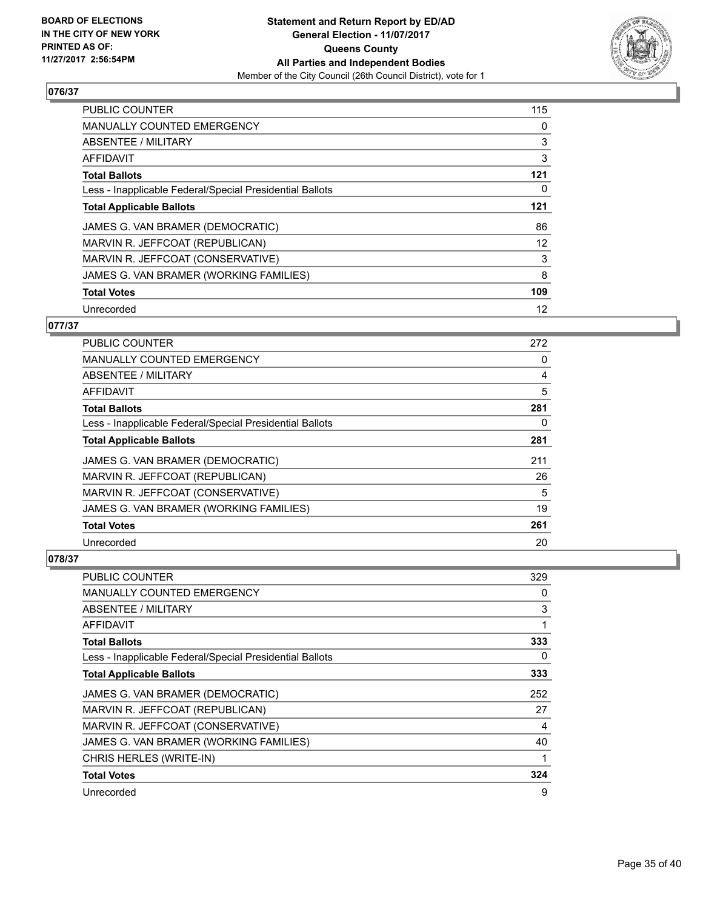**BOARD OF ELECTIONS IN THE CITY OF NEW YORK PRINTED AS OF: 11/27/2017 2:56:54PM**

**Statement and Return Report by ED/AD General Election - 11/07/2017 Queens County All Parties and Independent Bodies**

Member of the City Council (26th Council District), vote for 1

## 076/37

| | |
|---|---|
| PUBLIC COUNTER | 115 |
| MANUALLY COUNTED EMERGENCY | 0 |
| ABSENTEE / MILITARY | 3 |
| AFFIDAVIT | 3 |
| **Total Ballots** | **121** |
| Less - Inapplicable Federal/Special Presidential Ballots | 0 |
| **Total Applicable Ballots** | **121** |
| JAMES G. VAN BRAMER (DEMOCRATIC) | 86 |
| MARVIN R. JEFFCOAT (REPUBLICAN) | 12 |
| MARVIN R. JEFFCOAT (CONSERVATIVE) | 3 |
| JAMES G. VAN BRAMER (WORKING FAMILIES) | 8 |
| **Total Votes** | **109** |
| Unrecorded | 12 |

## 077/37

| | |
|---|---|
| PUBLIC COUNTER | 272 |
| MANUALLY COUNTED EMERGENCY | 0 |
| ABSENTEE / MILITARY | 4 |
| AFFIDAVIT | 5 |
| **Total Ballots** | **281** |
| Less - Inapplicable Federal/Special Presidential Ballots | 0 |
| **Total Applicable Ballots** | **281** |
| JAMES G. VAN BRAMER (DEMOCRATIC) | 211 |
| MARVIN R. JEFFCOAT (REPUBLICAN) | 26 |
| MARVIN R. JEFFCOAT (CONSERVATIVE) | 5 |
| JAMES G. VAN BRAMER (WORKING FAMILIES) | 19 |
| **Total Votes** | **261** |
| Unrecorded | 20 |

## 078/37

| | |
|---|---|
| PUBLIC COUNTER | 329 |
| MANUALLY COUNTED EMERGENCY | 0 |
| ABSENTEE / MILITARY | 3 |
| AFFIDAVIT | 1 |
| **Total Ballots** | **333** |
| Less - Inapplicable Federal/Special Presidential Ballots | 0 |
| **Total Applicable Ballots** | **333** |
| JAMES G. VAN BRAMER (DEMOCRATIC) | 252 |
| MARVIN R. JEFFCOAT (REPUBLICAN) | 27 |
| MARVIN R. JEFFCOAT (CONSERVATIVE) | 4 |
| JAMES G. VAN BRAMER (WORKING FAMILIES) | 40 |
| CHRIS HERLES (WRITE-IN) | 1 |
| **Total Votes** | **324** |
| Unrecorded | 9 |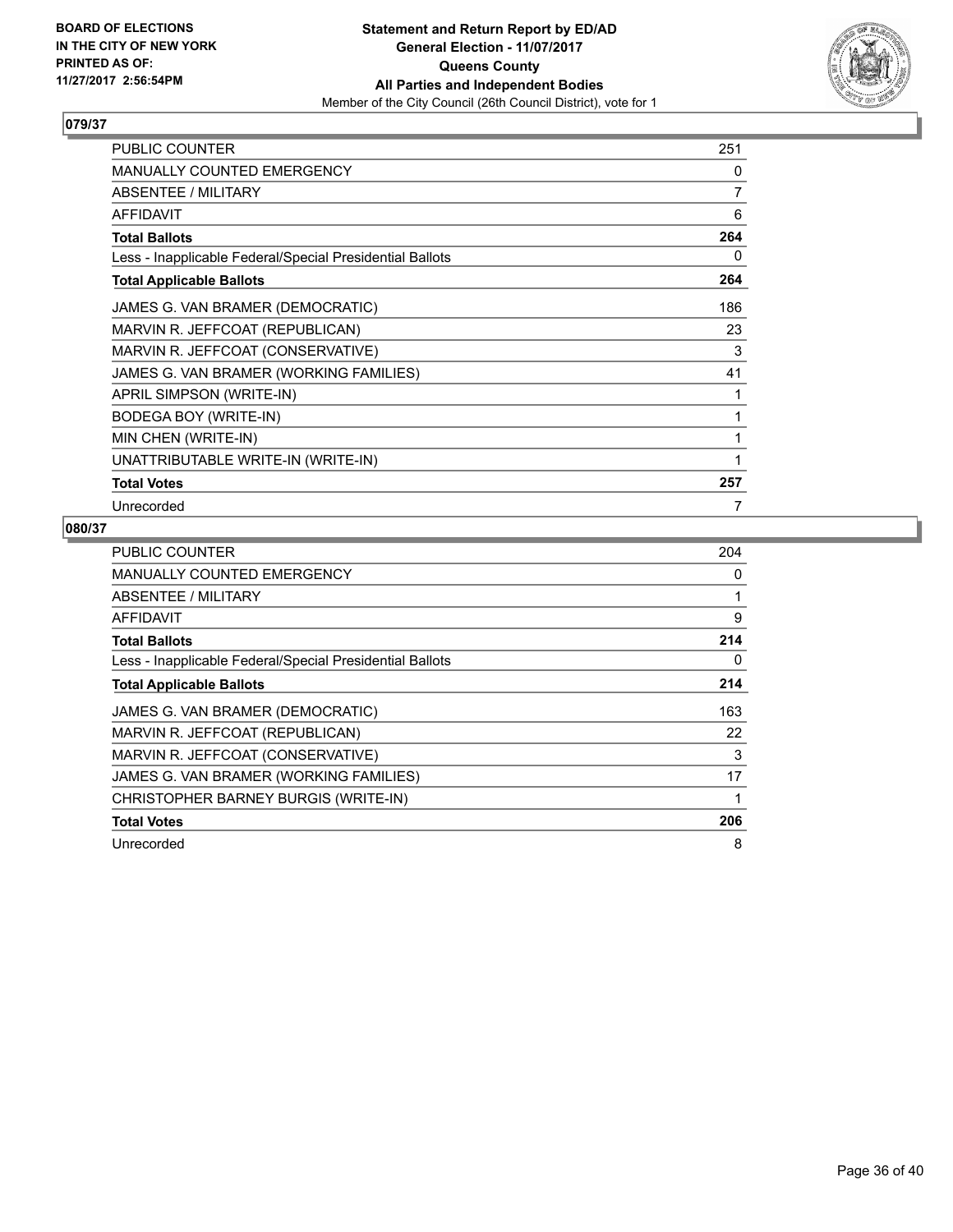**BOARD OF ELECTIONS IN THE CITY OF NEW YORK PRINTED AS OF: 11/27/2017 2:56:54PM**

**Statement and Return Report by ED/AD**
**General Election - 11/07/2017**
**Queens County**
**All Parties and Independent Bodies**
Member of the City Council (26th Council District), vote for 1

### 079/37

| | |
|---|---|
| PUBLIC COUNTER | 251 |
| MANUALLY COUNTED EMERGENCY | 0 |
| ABSENTEE / MILITARY | 7 |
| AFFIDAVIT | 6 |
| **Total Ballots** | **264** |
| Less - Inapplicable Federal/Special Presidential Ballots | 0 |
| **Total Applicable Ballots** | **264** |
| JAMES G. VAN BRAMER (DEMOCRATIC) | 186 |
| MARVIN R. JEFFCOAT (REPUBLICAN) | 23 |
| MARVIN R. JEFFCOAT (CONSERVATIVE) | 3 |
| JAMES G. VAN BRAMER (WORKING FAMILIES) | 41 |
| APRIL SIMPSON (WRITE-IN) | 1 |
| BODEGA BOY (WRITE-IN) | 1 |
| MIN CHEN (WRITE-IN) | 1 |
| UNATTRIBUTABLE WRITE-IN (WRITE-IN) | 1 |
| **Total Votes** | **257** |
| Unrecorded | 7 |

### 080/37

| | |
|---|---|
| PUBLIC COUNTER | 204 |
| MANUALLY COUNTED EMERGENCY | 0 |
| ABSENTEE / MILITARY | 1 |
| AFFIDAVIT | 9 |
| **Total Ballots** | **214** |
| Less - Inapplicable Federal/Special Presidential Ballots | 0 |
| **Total Applicable Ballots** | **214** |
| JAMES G. VAN BRAMER (DEMOCRATIC) | 163 |
| MARVIN R. JEFFCOAT (REPUBLICAN) | 22 |
| MARVIN R. JEFFCOAT (CONSERVATIVE) | 3 |
| JAMES G. VAN BRAMER (WORKING FAMILIES) | 17 |
| CHRISTOPHER BARNEY BURGIS (WRITE-IN) | 1 |
| **Total Votes** | **206** |
| Unrecorded | 8 |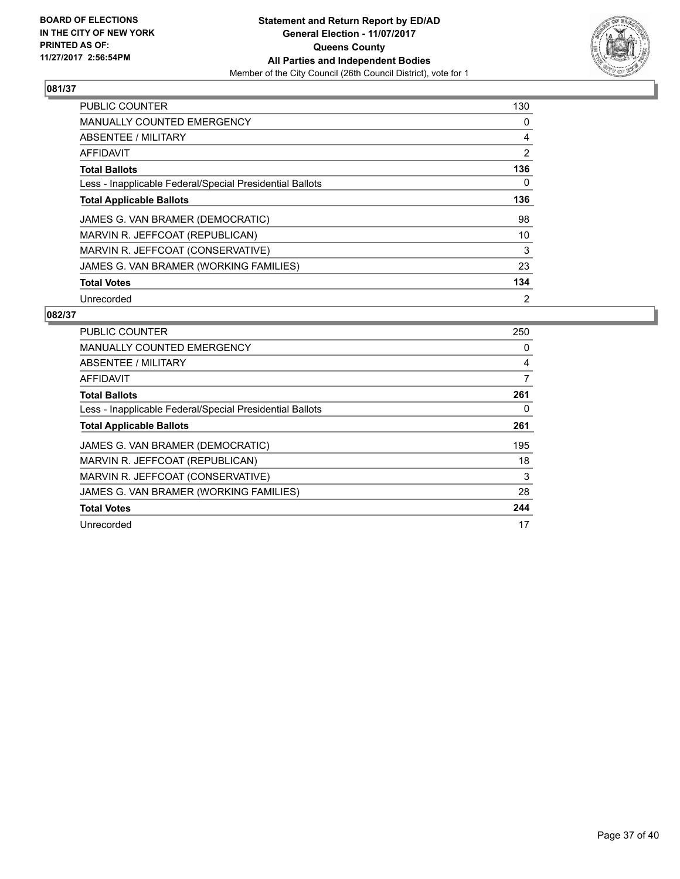## 081/37

| | |
|---|---|
| PUBLIC COUNTER | 130 |
| MANUALLY COUNTED EMERGENCY | 0 |
| ABSENTEE / MILITARY | 4 |
| AFFIDAVIT | 2 |
| **Total Ballots** | **136** |
| Less - Inapplicable Federal/Special Presidential Ballots | 0 |
| **Total Applicable Ballots** | **136** |
| JAMES G. VAN BRAMER (DEMOCRATIC) | 98 |
| MARVIN R. JEFFCOAT (REPUBLICAN) | 10 |
| MARVIN R. JEFFCOAT (CONSERVATIVE) | 3 |
| JAMES G. VAN BRAMER (WORKING FAMILIES) | 23 |
| **Total Votes** | **134** |
| Unrecorded | 2 |

## 082/37

| | |
|---|---|
| PUBLIC COUNTER | 250 |
| MANUALLY COUNTED EMERGENCY | 0 |
| ABSENTEE / MILITARY | 4 |
| AFFIDAVIT | 7 |
| **Total Ballots** | **261** |
| Less - Inapplicable Federal/Special Presidential Ballots | 0 |
| **Total Applicable Ballots** | **261** |
| JAMES G. VAN BRAMER (DEMOCRATIC) | 195 |
| MARVIN R. JEFFCOAT (REPUBLICAN) | 18 |
| MARVIN R. JEFFCOAT (CONSERVATIVE) | 3 |
| JAMES G. VAN BRAMER (WORKING FAMILIES) | 28 |
| **Total Votes** | **244** |
| Unrecorded | 17 |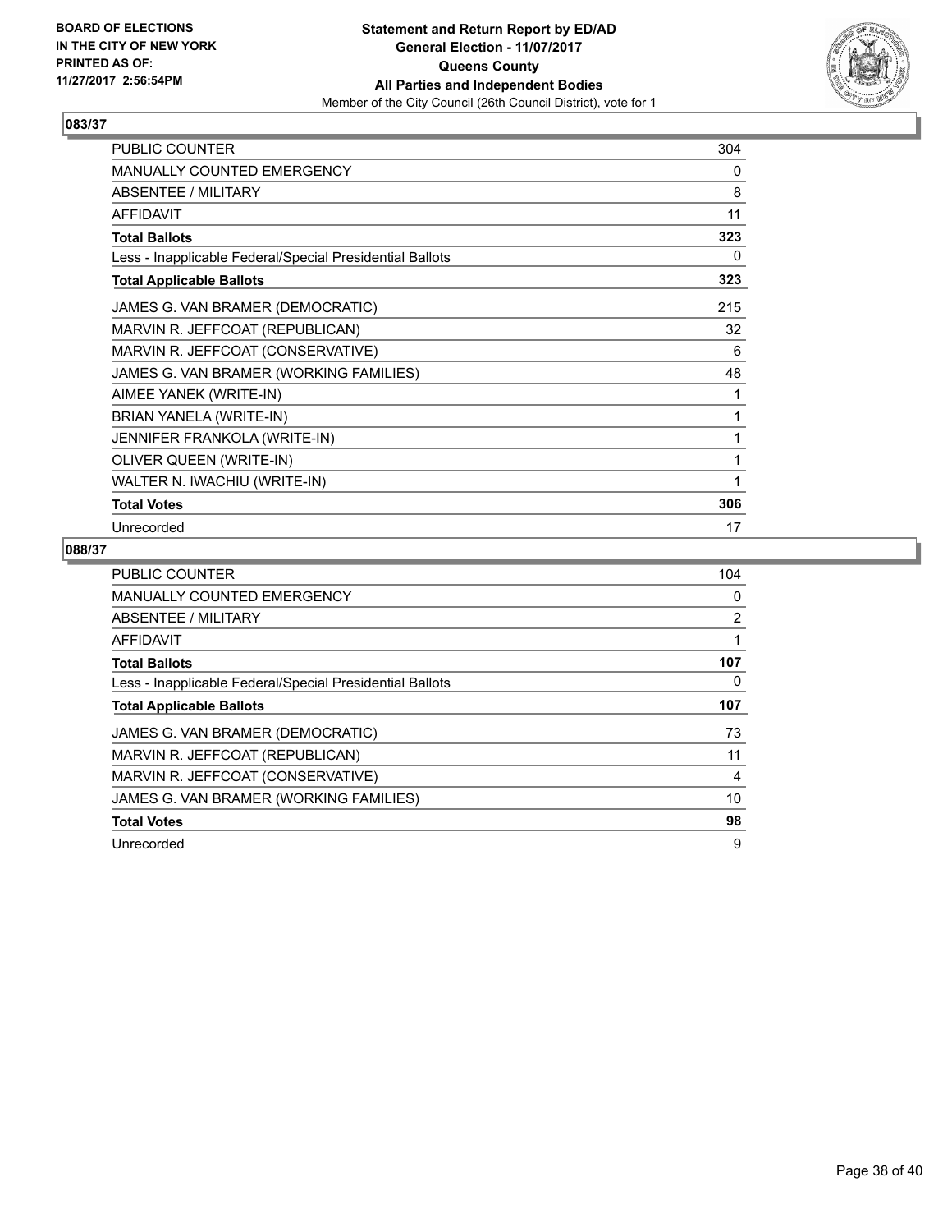BOARD OF ELECTIONS
IN THE CITY OF NEW YORK
PRINTED AS OF:
11/27/2017 2:56:54PM

**Statement and Return Report by ED/AD**
**General Election - 11/07/2017**
**Queens County**
**All Parties and Independent Bodies**
Member of the City Council (26th Council District), vote for 1

### 083/37

| | |
|---|---|
| PUBLIC COUNTER | 304 |
| MANUALLY COUNTED EMERGENCY | 0 |
| ABSENTEE / MILITARY | 8 |
| AFFIDAVIT | 11 |
| **Total Ballots** | **323** |
| Less - Inapplicable Federal/Special Presidential Ballots | 0 |
| **Total Applicable Ballots** | **323** |
| JAMES G. VAN BRAMER (DEMOCRATIC) | 215 |
| MARVIN R. JEFFCOAT (REPUBLICAN) | 32 |
| MARVIN R. JEFFCOAT (CONSERVATIVE) | 6 |
| JAMES G. VAN BRAMER (WORKING FAMILIES) | 48 |
| AIMEE YANEK (WRITE-IN) | 1 |
| BRIAN YANELA (WRITE-IN) | 1 |
| JENNIFER FRANKOLA (WRITE-IN) | 1 |
| OLIVER QUEEN (WRITE-IN) | 1 |
| WALTER N. IWACHIU (WRITE-IN) | 1 |
| **Total Votes** | **306** |
| Unrecorded | 17 |

### 088/37

| | |
|---|---|
| PUBLIC COUNTER | 104 |
| MANUALLY COUNTED EMERGENCY | 0 |
| ABSENTEE / MILITARY | 2 |
| AFFIDAVIT | 1 |
| **Total Ballots** | **107** |
| Less - Inapplicable Federal/Special Presidential Ballots | 0 |
| **Total Applicable Ballots** | **107** |
| JAMES G. VAN BRAMER (DEMOCRATIC) | 73 |
| MARVIN R. JEFFCOAT (REPUBLICAN) | 11 |
| MARVIN R. JEFFCOAT (CONSERVATIVE) | 4 |
| JAMES G. VAN BRAMER (WORKING FAMILIES) | 10 |
| **Total Votes** | **98** |
| Unrecorded | 9 |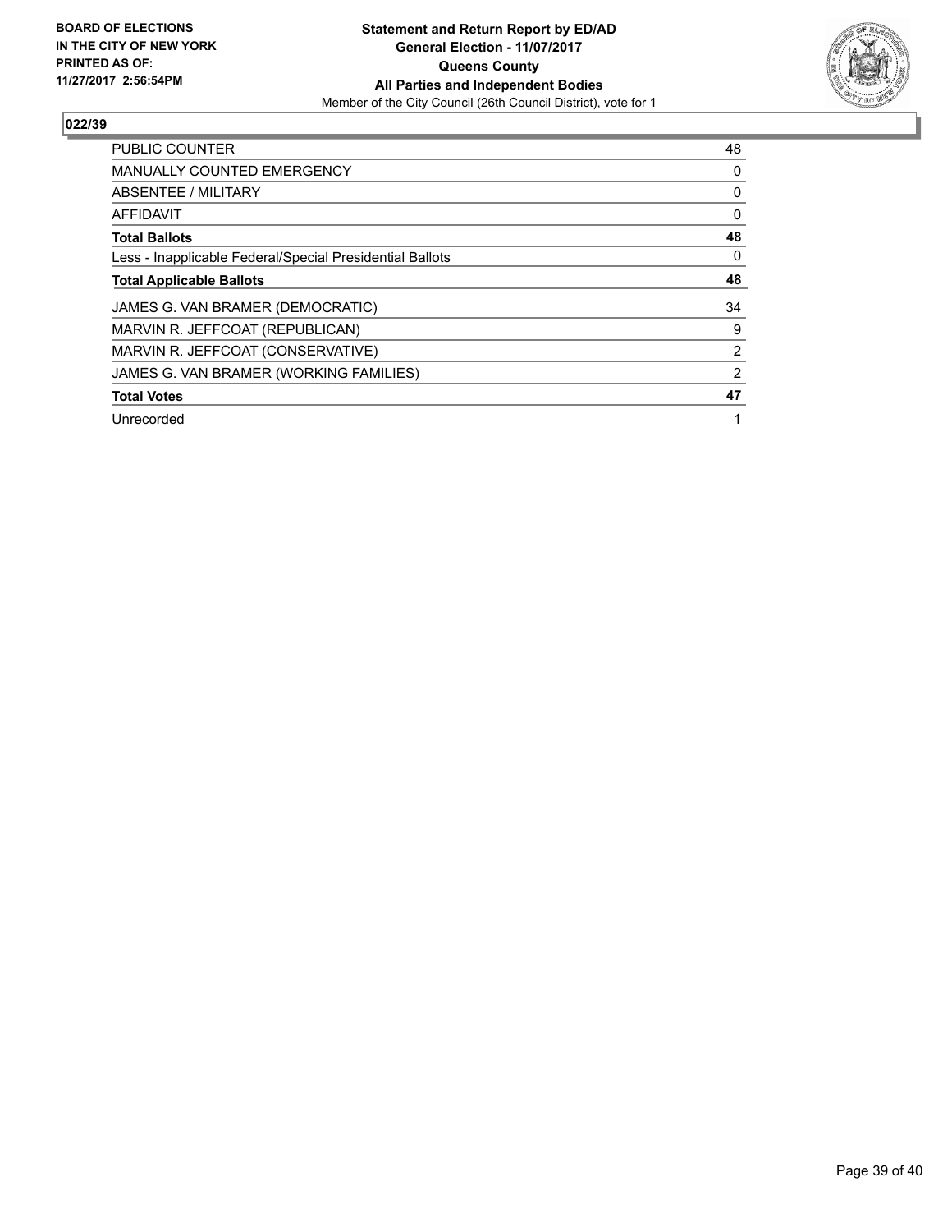**BOARD OF ELECTIONS IN THE CITY OF NEW YORK PRINTED AS OF: 11/27/2017 2:56:54PM**

**Statement and Return Report by ED/AD**
**General Election - 11/07/2017**
**Queens County**
**All Parties and Independent Bodies**
Member of the City Council (26th Council District), vote for 1

## 022/39

| | |
|---|---|
| PUBLIC COUNTER | 48 |
| MANUALLY COUNTED EMERGENCY | 0 |
| ABSENTEE / MILITARY | 0 |
| AFFIDAVIT | 0 |
| **Total Ballots** | **48** |
| Less - Inapplicable Federal/Special Presidential Ballots | 0 |
| **Total Applicable Ballots** | **48** |
| JAMES G. VAN BRAMER (DEMOCRATIC) | 34 |
| MARVIN R. JEFFCOAT (REPUBLICAN) | 9 |
| MARVIN R. JEFFCOAT (CONSERVATIVE) | 2 |
| JAMES G. VAN BRAMER (WORKING FAMILIES) | 2 |
| **Total Votes** | **47** |
| Unrecorded | 1 |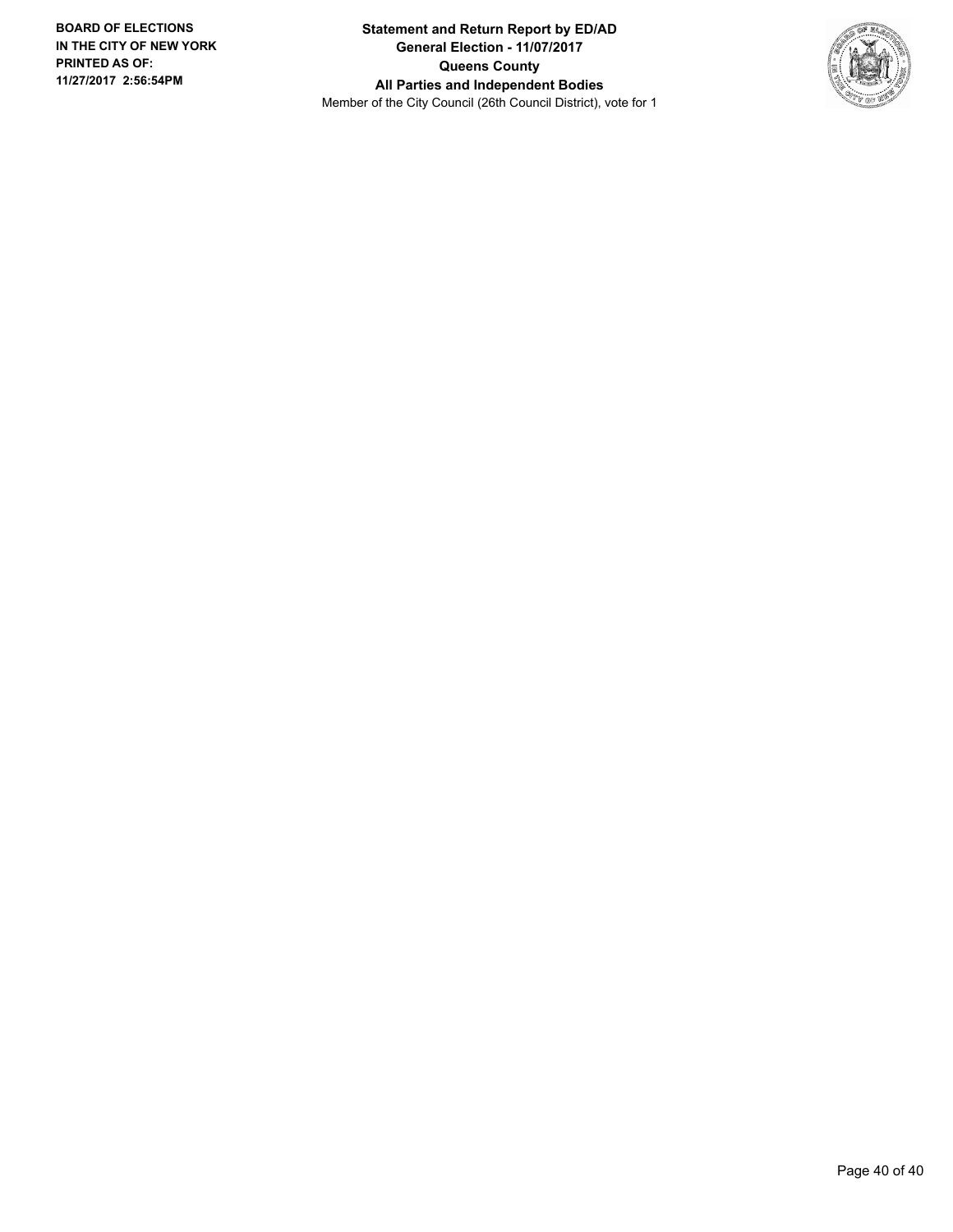**BOARD OF ELECTIONS IN THE CITY OF NEW YORK PRINTED AS OF: 11/27/2017 2:56:54PM**

**Statement and Return Report by ED/AD**
**General Election - 11/07/2017**
**Queens County**
**All Parties and Independent Bodies**
Member of the City Council (26th Council District), vote for 1